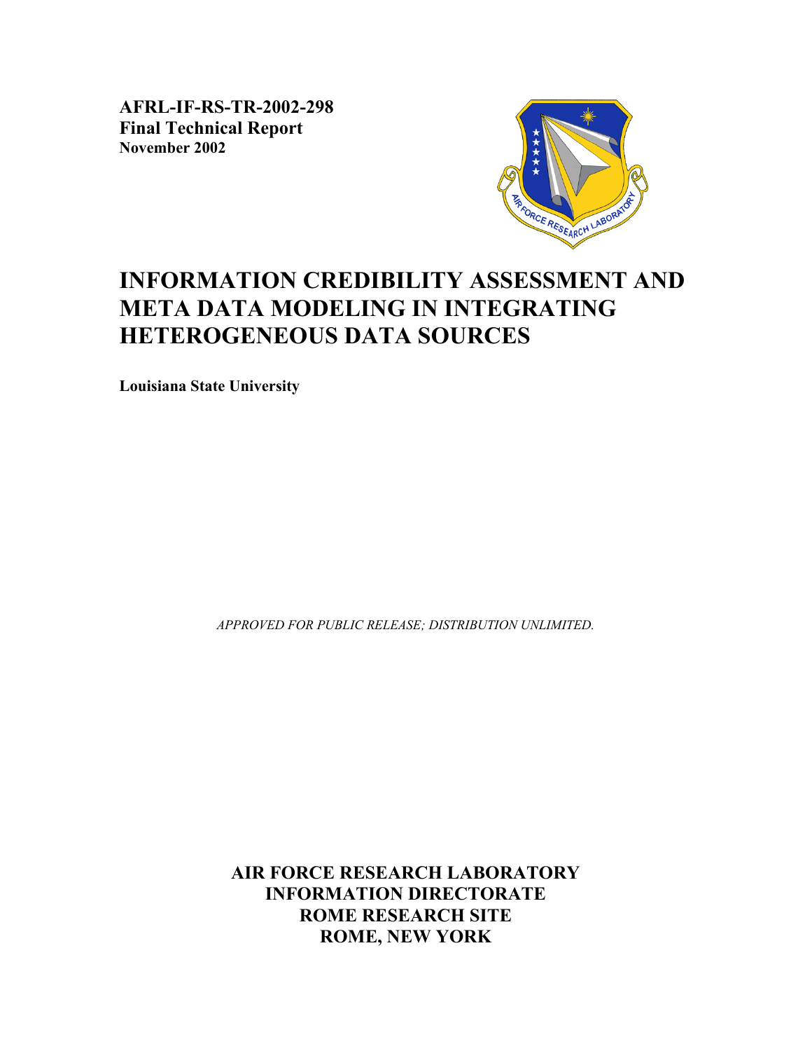**AFRL-IF-RS-TR-2002-298**
**Final Technical Report**
**November 2002**

# INFORMATION CREDIBILITY ASSESSMENT AND META DATA MODELING IN INTEGRATING HETEROGENEOUS DATA SOURCES

**Louisiana State University**

*APPROVED FOR PUBLIC RELEASE; DISTRIBUTION UNLIMITED.*

**AIR FORCE RESEARCH LABORATORY**
**INFORMATION DIRECTORATE**
**ROME RESEARCH SITE**
**ROME, NEW YORK**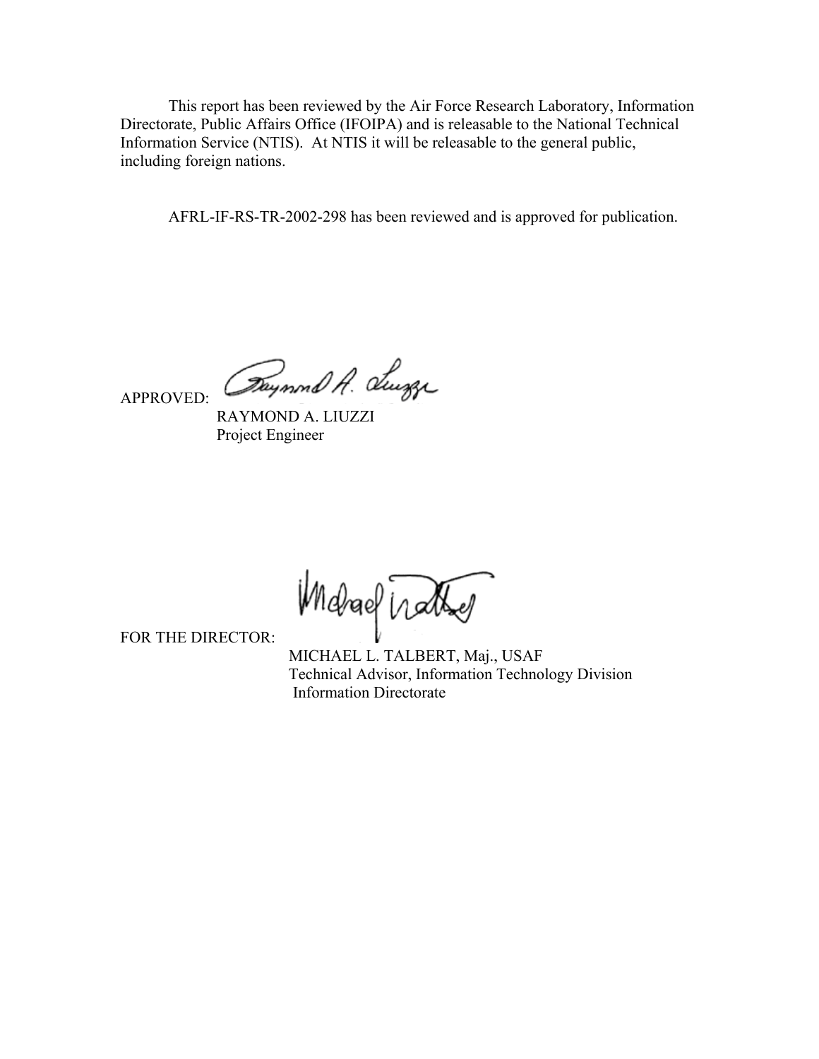This report has been reviewed by the Air Force Research Laboratory, Information Directorate, Public Affairs Office (IFOIPA) and is releasable to the National Technical Information Service (NTIS). At NTIS it will be releasable to the general public, including foreign nations.

AFRL-IF-RS-TR-2002-298 has been reviewed and is approved for publication.

APPROVED:

RAYMOND A. LIUZZI
Project Engineer

FOR THE DIRECTOR:

MICHAEL L. TALBERT, Maj., USAF
Technical Advisor, Information Technology Division
Information Directorate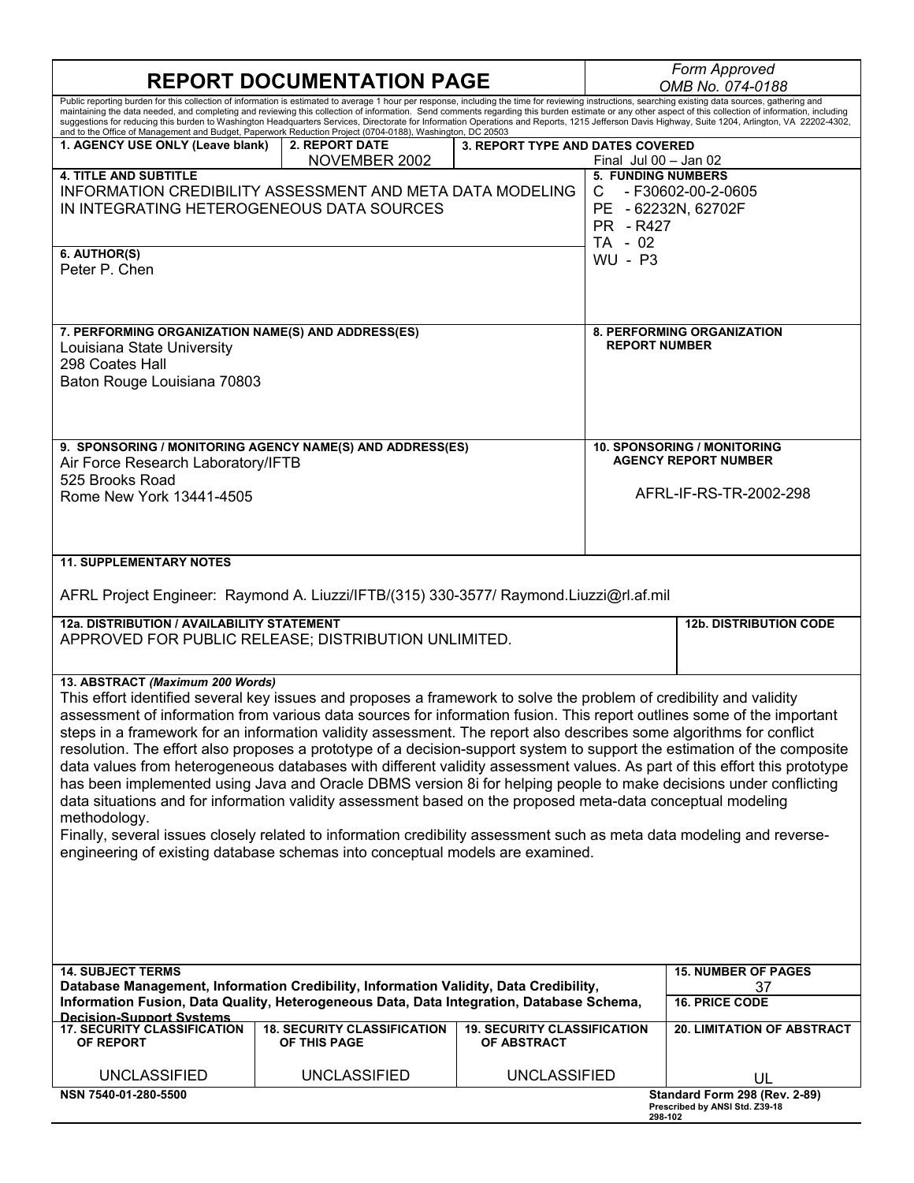# REPORT DOCUMENTATION PAGE

*Form Approved*
*OMB No. 074-0188*

Public reporting burden for this collection of information is estimated to average 1 hour per response, including the time for reviewing instructions, searching existing data sources, gathering and maintaining the data needed, and completing and reviewing this collection of information. Send comments regarding this burden estimate or any other aspect of this collection of information, including suggestions for reducing this burden to Washington Headquarters Services, Directorate for Information Operations and Reports, 1215 Jefferson Davis Highway, Suite 1204, Arlington, VA 22202-4302, and to the Office of Management and Budget, Paperwork Reduction Project (0704-0188), Washington, DC 20503

| 1. AGENCY USE ONLY (Leave blank) | 2. REPORT DATE | 3. REPORT TYPE AND DATES COVERED |
|---|---|---|
| | NOVEMBER 2002 | Final Jul 00 – Jan 02 |

**4. TITLE AND SUBTITLE**
INFORMATION CREDIBILITY ASSESSMENT AND META DATA MODELING IN INTEGRATING HETEROGENEOUS DATA SOURCES

**5. FUNDING NUMBERS**
C - F30602-00-2-0605
PE - 62232N, 62702F
PR - R427
TA - 02
WU - P3

**6. AUTHOR(S)**
Peter P. Chen

**7. PERFORMING ORGANIZATION NAME(S) AND ADDRESS(ES)**
Louisiana State University
298 Coates Hall
Baton Rouge Louisiana 70803

**8. PERFORMING ORGANIZATION REPORT NUMBER**

**9. SPONSORING / MONITORING AGENCY NAME(S) AND ADDRESS(ES)**
Air Force Research Laboratory/IFTB
525 Brooks Road
Rome New York 13441-4505

**10. SPONSORING / MONITORING AGENCY REPORT NUMBER**
AFRL-IF-RS-TR-2002-298

**11. SUPPLEMENTARY NOTES**

AFRL Project Engineer: Raymond A. Liuzzi/IFTB/(315) 330-3577/ Raymond.Liuzzi@rl.af.mil

**12a. DISTRIBUTION / AVAILABILITY STATEMENT**
APPROVED FOR PUBLIC RELEASE; DISTRIBUTION UNLIMITED.

**12b. DISTRIBUTION CODE**

**13. ABSTRACT** *(Maximum 200 Words)*

This effort identified several key issues and proposes a framework to solve the problem of credibility and validity assessment of information from various data sources for information fusion. This report outlines some of the important steps in a framework for an information validity assessment. The report also describes some algorithms for conflict resolution. The effort also proposes a prototype of a decision-support system to support the estimation of the composite data values from heterogeneous databases with different validity assessment values. As part of this effort this prototype has been implemented using Java and Oracle DBMS version 8i for helping people to make decisions under conflicting data situations and for information validity assessment based on the proposed meta-data conceptual modeling methodology.
Finally, several issues closely related to information credibility assessment such as meta data modeling and reverse-engineering of existing database schemas into conceptual models are examined.

**14. SUBJECT TERMS**
Database Management, Information Credibility, Information Validity, Data Credibility, Information Fusion, Data Quality, Heterogeneous Data, Data Integration, Database Schema, Decision-Support Systems

**15. NUMBER OF PAGES**
37

**16. PRICE CODE**

| 17. SECURITY CLASSIFICATION OF REPORT | 18. SECURITY CLASSIFICATION OF THIS PAGE | 19. SECURITY CLASSIFICATION OF ABSTRACT | 20. LIMITATION OF ABSTRACT |
|---|---|---|---|
| UNCLASSIFIED | UNCLASSIFIED | UNCLASSIFIED | UL |

NSN 7540-01-280-5500

Standard Form 298 (Rev. 2-89)
Prescribed by ANSI Std. Z39-18
298-102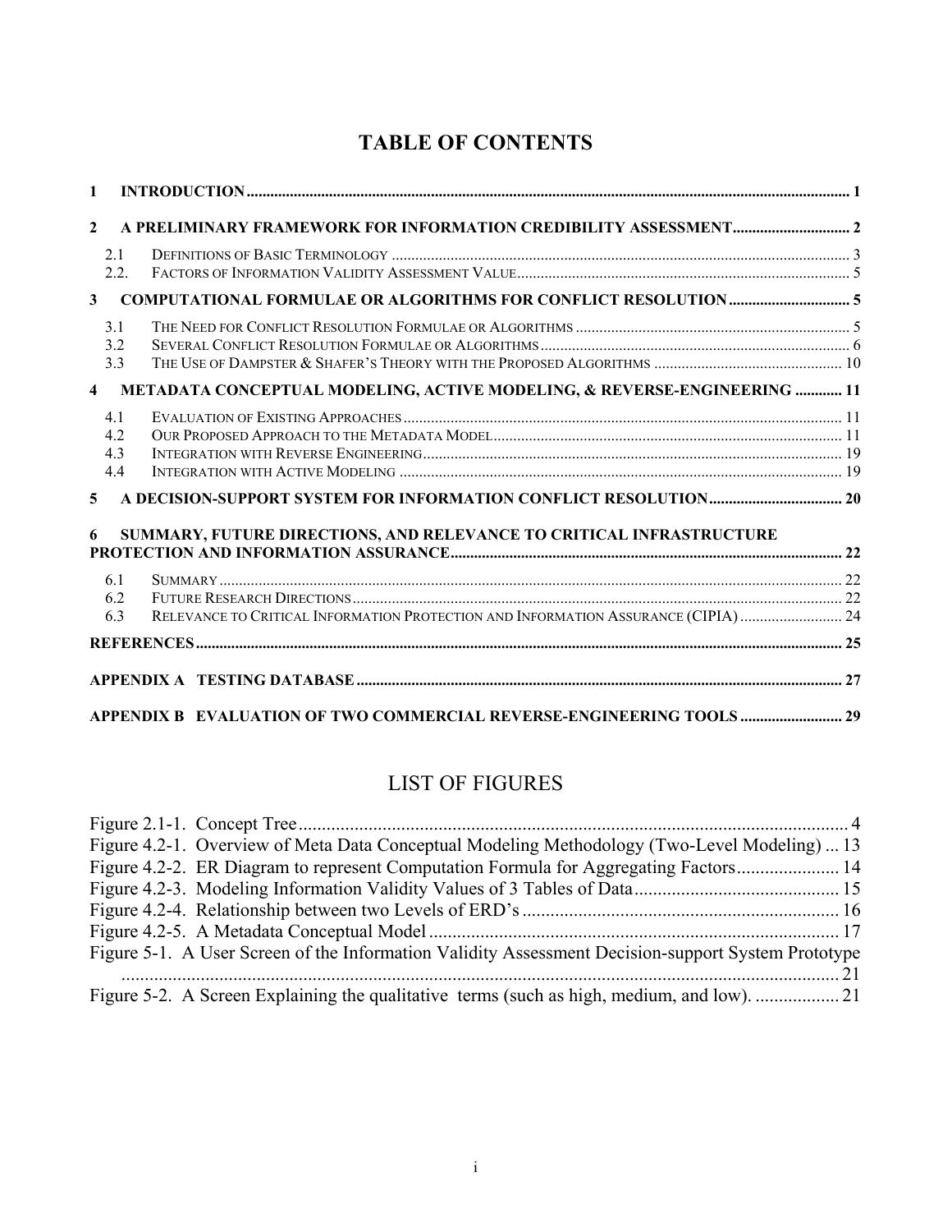# TABLE OF CONTENTS

**1 INTRODUCTION** ..... 1

**2 A PRELIMINARY FRAMEWORK FOR INFORMATION CREDIBILITY ASSESSMENT** ..... 2

- 2.1 DEFINITIONS OF BASIC TERMINOLOGY ..... 3
- 2.2. FACTORS OF INFORMATION VALIDITY ASSESSMENT VALUE ..... 5

**3 COMPUTATIONAL FORMULAE OR ALGORITHMS FOR CONFLICT RESOLUTION** ..... 5

- 3.1 THE NEED FOR CONFLICT RESOLUTION FORMULAE OR ALGORITHMS ..... 5
- 3.2 SEVERAL CONFLICT RESOLUTION FORMULAE OR ALGORITHMS ..... 6
- 3.3 THE USE OF DAMPSTER & SHAFER'S THEORY WITH THE PROPOSED ALGORITHMS ..... 10

**4 METADATA CONCEPTUAL MODELING, ACTIVE MODELING, & REVERSE-ENGINEERING** ..... 11

- 4.1 EVALUATION OF EXISTING APPROACHES ..... 11
- 4.2 OUR PROPOSED APPROACH TO THE METADATA MODEL ..... 11
- 4.3 INTEGRATION WITH REVERSE ENGINEERING ..... 19
- 4.4 INTEGRATION WITH ACTIVE MODELING ..... 19

**5 A DECISION-SUPPORT SYSTEM FOR INFORMATION CONFLICT RESOLUTION** ..... 20

**6 SUMMARY, FUTURE DIRECTIONS, AND RELEVANCE TO CRITICAL INFRASTRUCTURE PROTECTION AND INFORMATION ASSURANCE** ..... 22

- 6.1 SUMMARY ..... 22
- 6.2 FUTURE RESEARCH DIRECTIONS ..... 22
- 6.3 RELEVANCE TO CRITICAL INFORMATION PROTECTION AND INFORMATION ASSURANCE (CIPIA) ..... 24

**REFERENCES** ..... 25

**APPENDIX A TESTING DATABASE** ..... 27

**APPENDIX B EVALUATION OF TWO COMMERCIAL REVERSE-ENGINEERING TOOLS** ..... 29

# LIST OF FIGURES

Figure 2.1-1. Concept Tree ..... 4

Figure 4.2-1. Overview of Meta Data Conceptual Modeling Methodology (Two-Level Modeling) ... 13

Figure 4.2-2. ER Diagram to represent Computation Formula for Aggregating Factors ..... 14

Figure 4.2-3. Modeling Information Validity Values of 3 Tables of Data ..... 15

Figure 4.2-4. Relationship between two Levels of ERD's ..... 16

Figure 4.2-5. A Metadata Conceptual Model ..... 17

Figure 5-1. A User Screen of the Information Validity Assessment Decision-support System Prototype ..... 21

Figure 5-2. A Screen Explaining the qualitative terms (such as high, medium, and low). ..... 21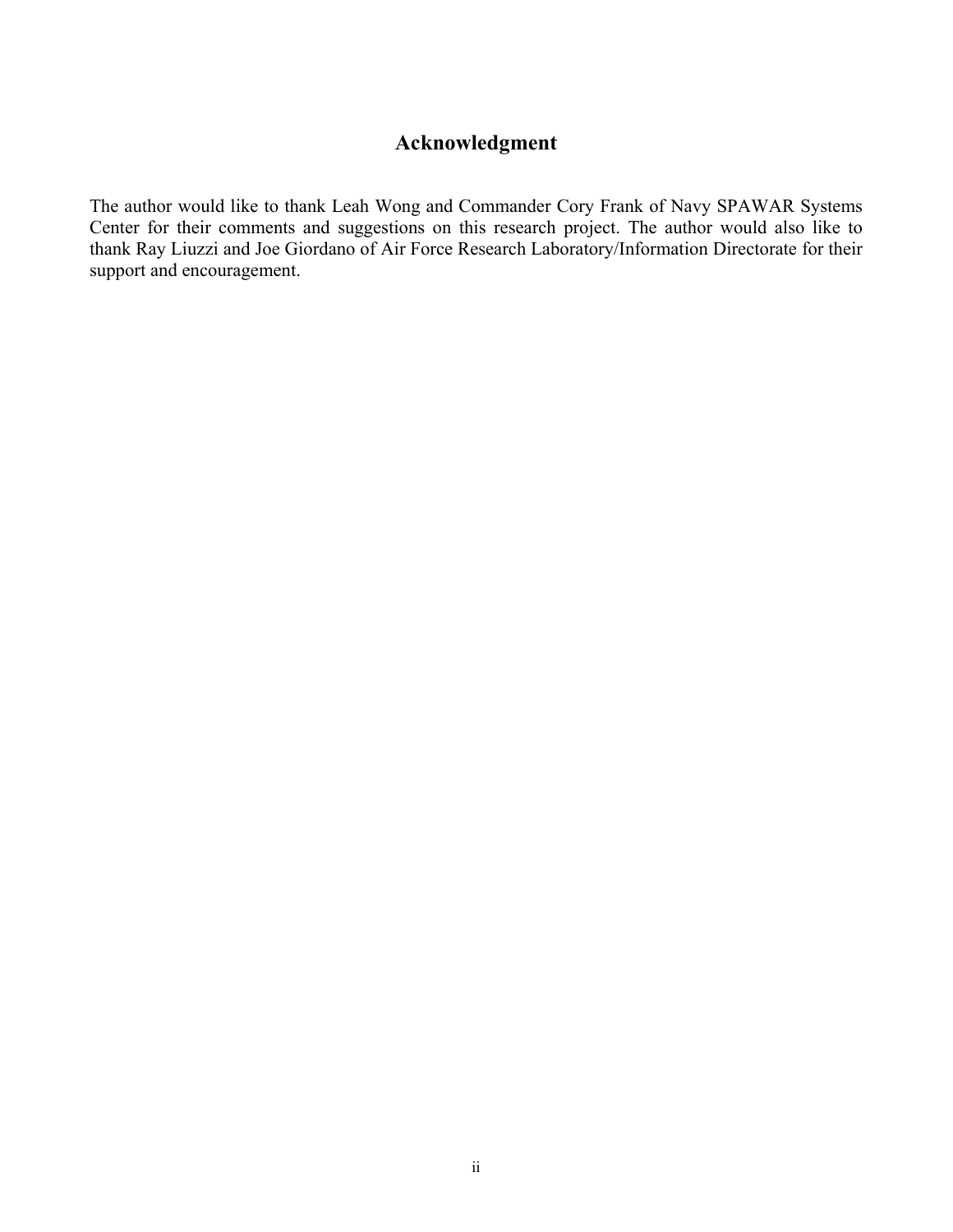# Acknowledgment

The author would like to thank Leah Wong and Commander Cory Frank of Navy SPAWAR Systems Center for their comments and suggestions on this research project. The author would also like to thank Ray Liuzzi and Joe Giordano of Air Force Research Laboratory/Information Directorate for their support and encouragement.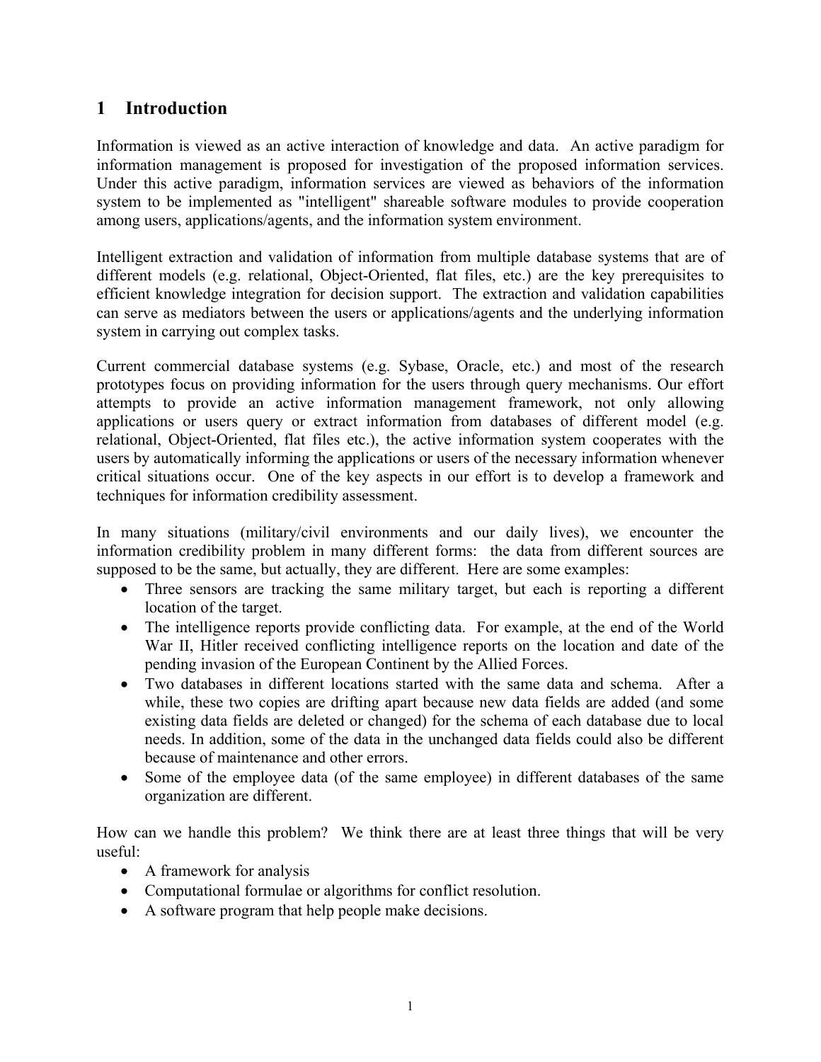# 1 Introduction

Information is viewed as an active interaction of knowledge and data. An active paradigm for information management is proposed for investigation of the proposed information services. Under this active paradigm, information services are viewed as behaviors of the information system to be implemented as "intelligent" shareable software modules to provide cooperation among users, applications/agents, and the information system environment.

Intelligent extraction and validation of information from multiple database systems that are of different models (e.g. relational, Object-Oriented, flat files, etc.) are the key prerequisites to efficient knowledge integration for decision support. The extraction and validation capabilities can serve as mediators between the users or applications/agents and the underlying information system in carrying out complex tasks.

Current commercial database systems (e.g. Sybase, Oracle, etc.) and most of the research prototypes focus on providing information for the users through query mechanisms. Our effort attempts to provide an active information management framework, not only allowing applications or users query or extract information from databases of different model (e.g. relational, Object-Oriented, flat files etc.), the active information system cooperates with the users by automatically informing the applications or users of the necessary information whenever critical situations occur. One of the key aspects in our effort is to develop a framework and techniques for information credibility assessment.

In many situations (military/civil environments and our daily lives), we encounter the information credibility problem in many different forms: the data from different sources are supposed to be the same, but actually, they are different. Here are some examples:

- Three sensors are tracking the same military target, but each is reporting a different location of the target.
- The intelligence reports provide conflicting data. For example, at the end of the World War II, Hitler received conflicting intelligence reports on the location and date of the pending invasion of the European Continent by the Allied Forces.
- Two databases in different locations started with the same data and schema. After a while, these two copies are drifting apart because new data fields are added (and some existing data fields are deleted or changed) for the schema of each database due to local needs. In addition, some of the data in the unchanged data fields could also be different because of maintenance and other errors.
- Some of the employee data (of the same employee) in different databases of the same organization are different.

How can we handle this problem? We think there are at least three things that will be very useful:

- A framework for analysis
- Computational formulae or algorithms for conflict resolution.
- A software program that help people make decisions.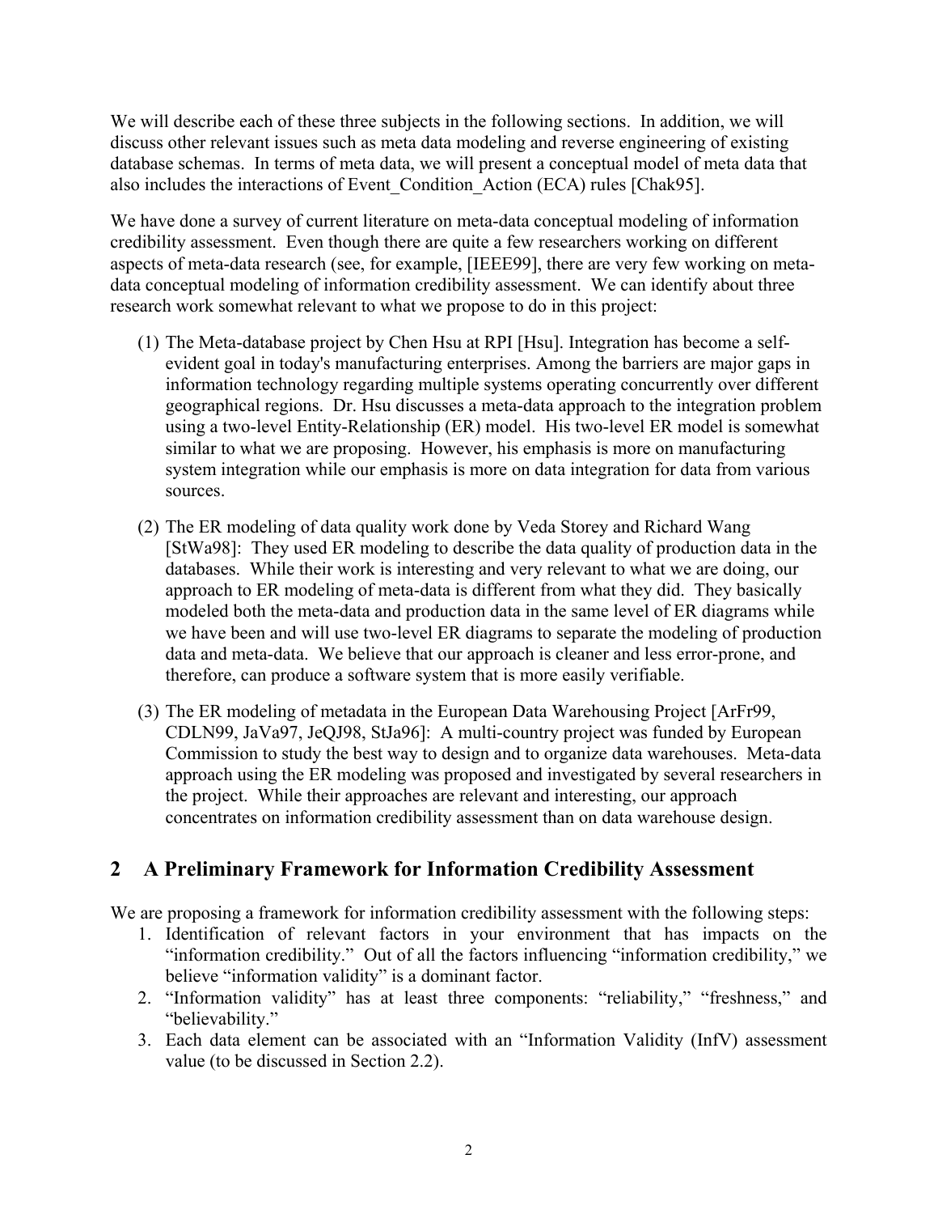We will describe each of these three subjects in the following sections. In addition, we will discuss other relevant issues such as meta data modeling and reverse engineering of existing database schemas. In terms of meta data, we will present a conceptual model of meta data that also includes the interactions of Event_Condition_Action (ECA) rules [Chak95].

We have done a survey of current literature on meta-data conceptual modeling of information credibility assessment. Even though there are quite a few researchers working on different aspects of meta-data research (see, for example, [IEEE99], there are very few working on meta-data conceptual modeling of information credibility assessment. We can identify about three research work somewhat relevant to what we propose to do in this project:

(1) The Meta-database project by Chen Hsu at RPI [Hsu]. Integration has become a self-evident goal in today's manufacturing enterprises. Among the barriers are major gaps in information technology regarding multiple systems operating concurrently over different geographical regions. Dr. Hsu discusses a meta-data approach to the integration problem using a two-level Entity-Relationship (ER) model. His two-level ER model is somewhat similar to what we are proposing. However, his emphasis is more on manufacturing system integration while our emphasis is more on data integration for data from various sources.

(2) The ER modeling of data quality work done by Veda Storey and Richard Wang [StWa98]: They used ER modeling to describe the data quality of production data in the databases. While their work is interesting and very relevant to what we are doing, our approach to ER modeling of meta-data is different from what they did. They basically modeled both the meta-data and production data in the same level of ER diagrams while we have been and will use two-level ER diagrams to separate the modeling of production data and meta-data. We believe that our approach is cleaner and less error-prone, and therefore, can produce a software system that is more easily verifiable.

(3) The ER modeling of metadata in the European Data Warehousing Project [ArFr99, CDLN99, JaVa97, JeQJ98, StJa96]: A multi-country project was funded by European Commission to study the best way to design and to organize data warehouses. Meta-data approach using the ER modeling was proposed and investigated by several researchers in the project. While their approaches are relevant and interesting, our approach concentrates on information credibility assessment than on data warehouse design.

## 2 A Preliminary Framework for Information Credibility Assessment

We are proposing a framework for information credibility assessment with the following steps:

1. Identification of relevant factors in your environment that has impacts on the "information credibility." Out of all the factors influencing "information credibility," we believe "information validity" is a dominant factor.
2. "Information validity" has at least three components: "reliability," "freshness," and "believability."
3. Each data element can be associated with an "Information Validity (InfV) assessment value (to be discussed in Section 2.2).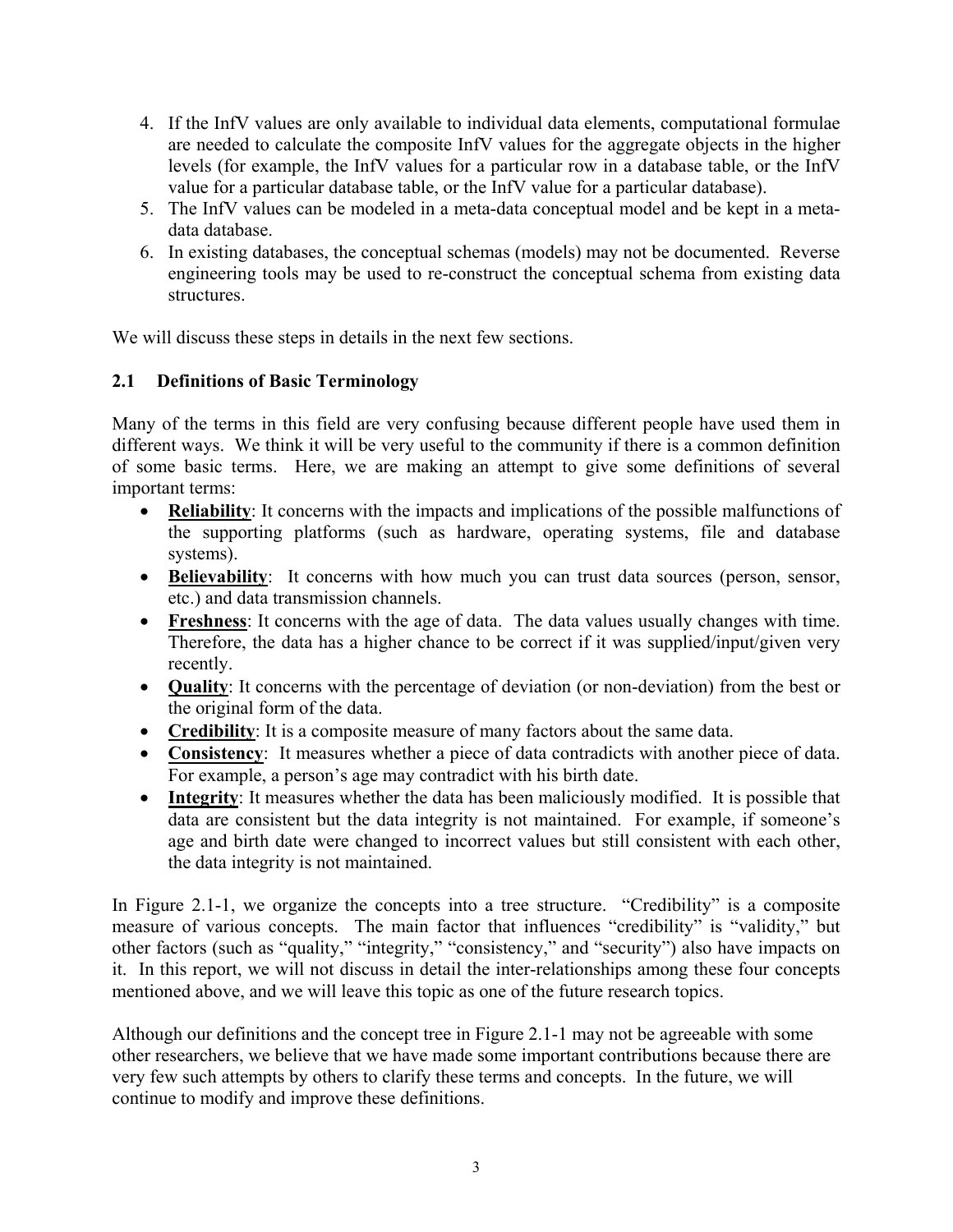4. If the InfV values are only available to individual data elements, computational formulae are needed to calculate the composite InfV values for the aggregate objects in the higher levels (for example, the InfV values for a particular row in a database table, or the InfV value for a particular database table, or the InfV value for a particular database).
5. The InfV values can be modeled in a meta-data conceptual model and be kept in a meta-data database.
6. In existing databases, the conceptual schemas (models) may not be documented. Reverse engineering tools may be used to re-construct the conceptual schema from existing data structures.

We will discuss these steps in details in the next few sections.

### 2.1 Definitions of Basic Terminology

Many of the terms in this field are very confusing because different people have used them in different ways. We think it will be very useful to the community if there is a common definition of some basic terms. Here, we are making an attempt to give some definitions of several important terms:

- **Reliability**: It concerns with the impacts and implications of the possible malfunctions of the supporting platforms (such as hardware, operating systems, file and database systems).
- **Believability**: It concerns with how much you can trust data sources (person, sensor, etc.) and data transmission channels.
- **Freshness**: It concerns with the age of data. The data values usually changes with time. Therefore, the data has a higher chance to be correct if it was supplied/input/given very recently.
- **Quality**: It concerns with the percentage of deviation (or non-deviation) from the best or the original form of the data.
- **Credibility**: It is a composite measure of many factors about the same data.
- **Consistency**: It measures whether a piece of data contradicts with another piece of data. For example, a person's age may contradict with his birth date.
- **Integrity**: It measures whether the data has been maliciously modified. It is possible that data are consistent but the data integrity is not maintained. For example, if someone's age and birth date were changed to incorrect values but still consistent with each other, the data integrity is not maintained.

In Figure 2.1-1, we organize the concepts into a tree structure. "Credibility" is a composite measure of various concepts. The main factor that influences "credibility" is "validity," but other factors (such as "quality," "integrity," "consistency," and "security") also have impacts on it. In this report, we will not discuss in detail the inter-relationships among these four concepts mentioned above, and we will leave this topic as one of the future research topics.

Although our definitions and the concept tree in Figure 2.1-1 may not be agreeable with some other researchers, we believe that we have made some important contributions because there are very few such attempts by others to clarify these terms and concepts. In the future, we will continue to modify and improve these definitions.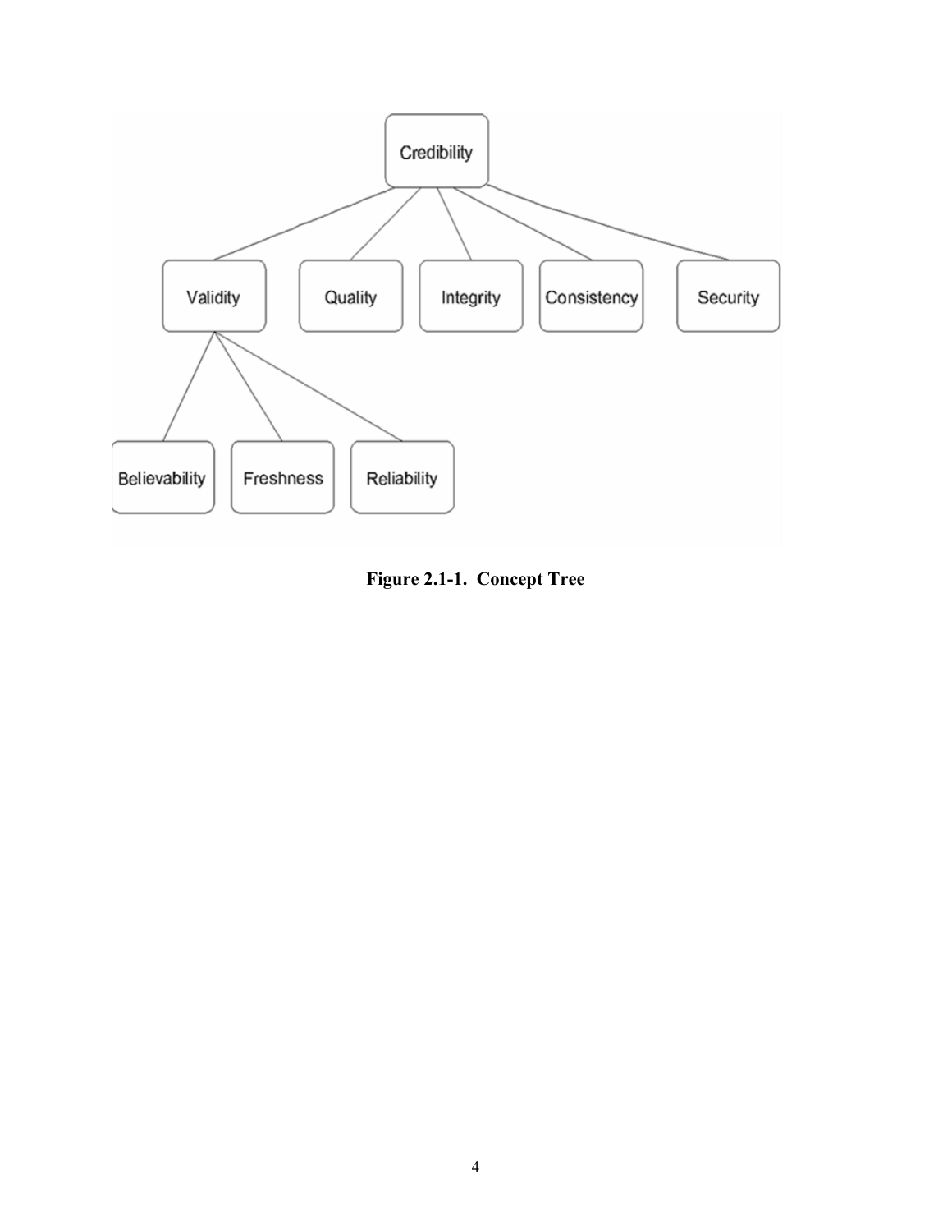Figure 2.1-1. Concept Tree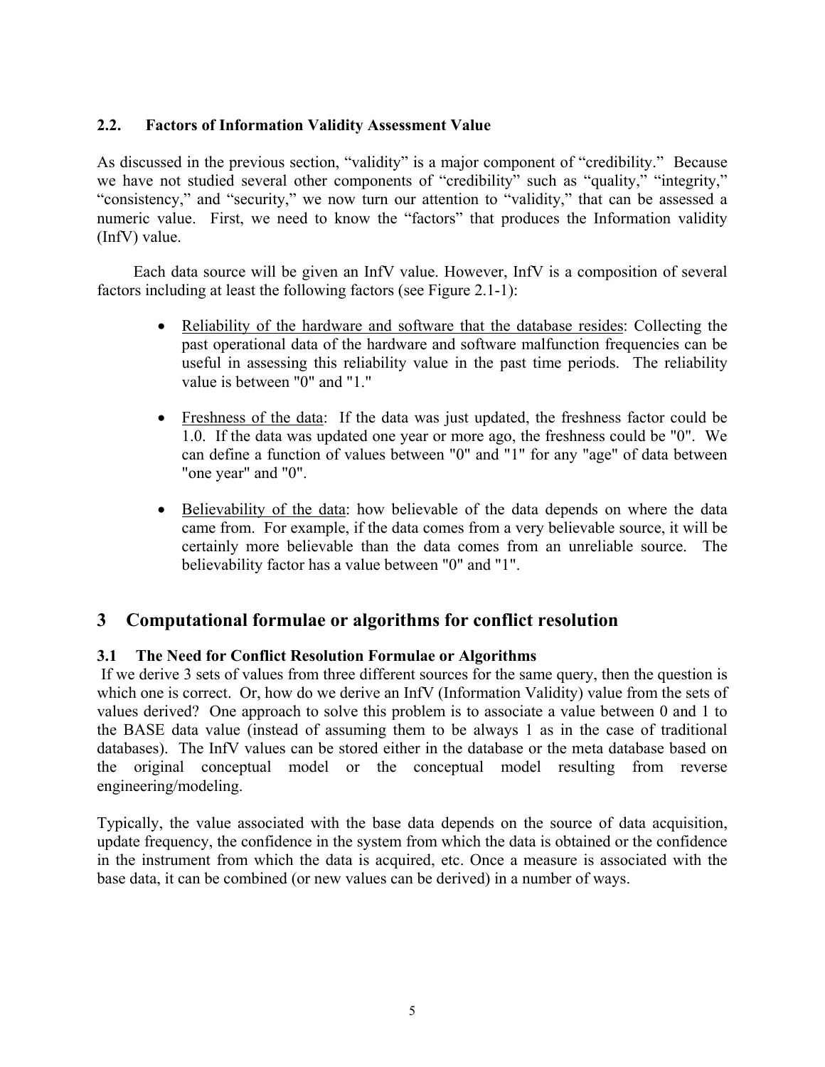### 2.2. Factors of Information Validity Assessment Value

As discussed in the previous section, "validity" is a major component of "credibility." Because we have not studied several other components of "credibility" such as "quality," "integrity," "consistency," and "security," we now turn our attention to "validity," that can be assessed a numeric value. First, we need to know the "factors" that produces the Information validity (InfV) value.

Each data source will be given an InfV value. However, InfV is a composition of several factors including at least the following factors (see Figure 2.1-1):

- <u>Reliability of the hardware and software that the database resides</u>: Collecting the past operational data of the hardware and software malfunction frequencies can be useful in assessing this reliability value in the past time periods. The reliability value is between "0" and "1."

- <u>Freshness of the data</u>: If the data was just updated, the freshness factor could be 1.0. If the data was updated one year or more ago, the freshness could be "0". We can define a function of values between "0" and "1" for any "age" of data between "one year" and "0".

- <u>Believability of the data</u>: how believable of the data depends on where the data came from. For example, if the data comes from a very believable source, it will be certainly more believable than the data comes from an unreliable source. The believability factor has a value between "0" and "1".

## 3 Computational formulae or algorithms for conflict resolution

### 3.1 The Need for Conflict Resolution Formulae or Algorithms

If we derive 3 sets of values from three different sources for the same query, then the question is which one is correct. Or, how do we derive an InfV (Information Validity) value from the sets of values derived? One approach to solve this problem is to associate a value between 0 and 1 to the BASE data value (instead of assuming them to be always 1 as in the case of traditional databases). The InfV values can be stored either in the database or the meta database based on the original conceptual model or the conceptual model resulting from reverse engineering/modeling.

Typically, the value associated with the base data depends on the source of data acquisition, update frequency, the confidence in the system from which the data is obtained or the confidence in the instrument from which the data is acquired, etc. Once a measure is associated with the base data, it can be combined (or new values can be derived) in a number of ways.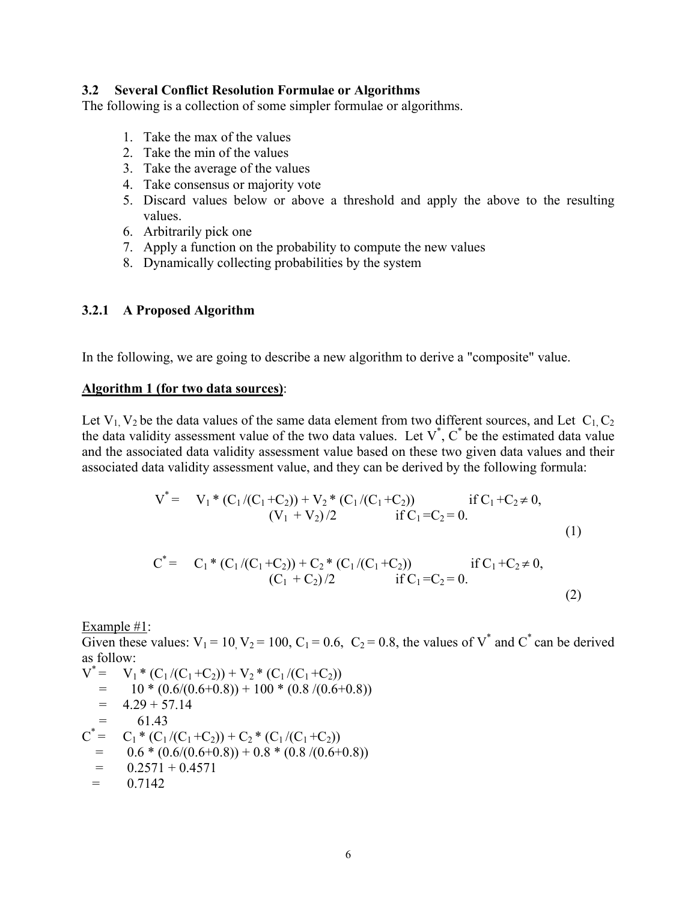### 3.2 Several Conflict Resolution Formulae or Algorithms

The following is a collection of some simpler formulae or algorithms.

1. Take the max of the values
2. Take the min of the values
3. Take the average of the values
4. Take consensus or majority vote
5. Discard values below or above a threshold and apply the above to the resulting values.
6. Arbitrarily pick one
7. Apply a function on the probability to compute the new values
8. Dynamically collecting probabilities by the system

#### 3.2.1 A Proposed Algorithm

In the following, we are going to describe a new algorithm to derive a "composite" value.

**Algorithm 1 (for two data sources)**:

Let $V_1$, $V_2$ be the data values of the same data element from two different sources, and Let $C_1$, $C_2$ the data validity assessment value of the two data values. Let $V^*$, $C^*$ be the estimated data value and the associated data validity assessment value based on these two given data values and their associated data validity assessment value, and they can be derived by the following formula:

$$V^* = \begin{cases} V_1 * (C_1/(C_1+C_2)) + V_2 * (C_1/(C_1+C_2)) & \text{if } C_1+C_2 \neq 0, \\ (V_1 + V_2)/2 & \text{if } C_1 = C_2 = 0. \end{cases} \quad (1)$$

$$C^* = \begin{cases} C_1 * (C_1/(C_1+C_2)) + C_2 * (C_1/(C_1+C_2)) & \text{if } C_1+C_2 \neq 0, \\ (C_1 + C_2)/2 & \text{if } C_1 = C_2 = 0. \end{cases} \quad (2)$$

Example #1:
Given these values: $V_1 = 10$, $V_2 = 100$, $C_1 = 0.6$, $C_2 = 0.8$, the values of $V^*$ and $C^*$ can be derived as follow:

$$\begin{aligned} V^* &= V_1 * (C_1/(C_1+C_2)) + V_2 * (C_1/(C_1+C_2)) \\ &= 10 * (0.6/(0.6+0.8)) + 100 * (0.8/(0.6+0.8)) \\ &= 4.29 + 57.14 \\ &= 61.43 \end{aligned}$$

$$\begin{aligned} C^* &= C_1 * (C_1/(C_1+C_2)) + C_2 * (C_1/(C_1+C_2)) \\ &= 0.6 * (0.6/(0.6+0.8)) + 0.8 * (0.8/(0.6+0.8)) \\ &= 0.2571 + 0.4571 \\ &= 0.7142 \end{aligned}$$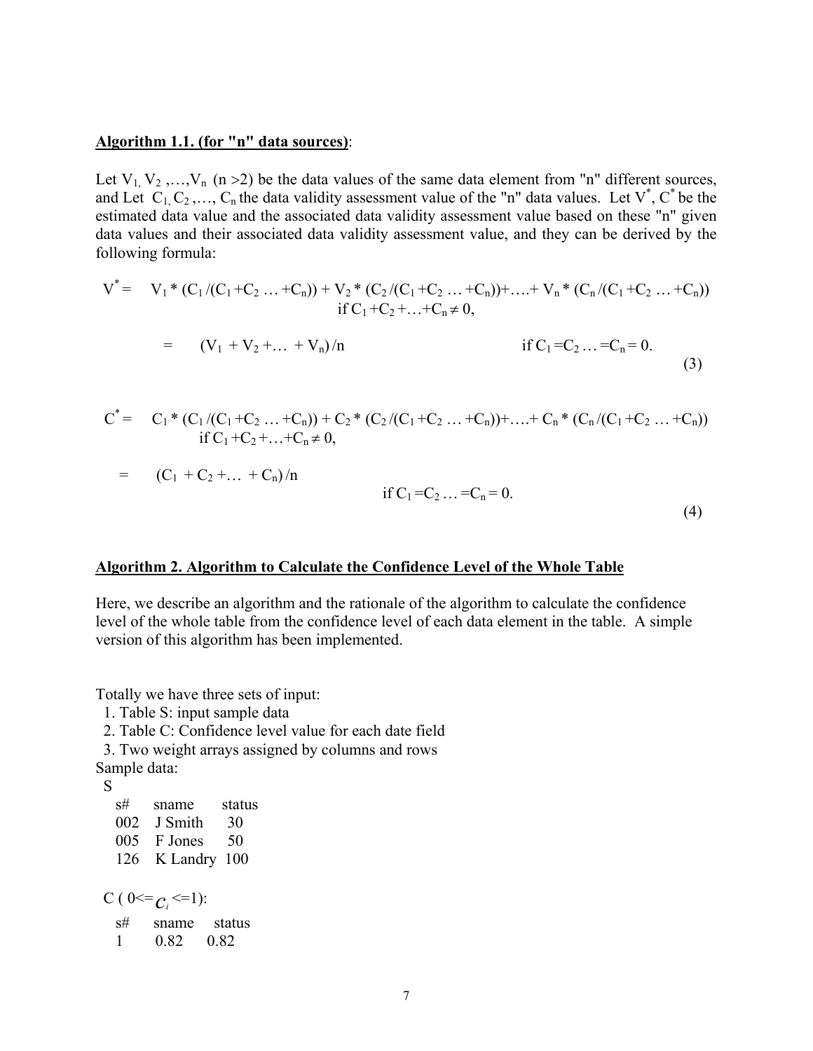**Algorithm 1.1. (for "n" data sources)**:

Let $V_1, V_2, \ldots, V_n$ ($n > 2$) be the data values of the same data element from "n" different sources, and Let $C_1, C_2, \ldots, C_n$ the data validity assessment value of the "n" data values. Let $V^*$, $C^*$ be the estimated data value and the associated data validity assessment value based on these "n" given data values and their associated data validity assessment value, and they can be derived by the following formula:

$$
\begin{aligned}
V^* &= V_1 * (C_1/(C_1+C_2 \ldots +C_n)) + V_2 * (C_2/(C_1+C_2 \ldots +C_n)) + \ldots + V_n * (C_n/(C_1+C_2 \ldots +C_n)) \quad \text{if } C_1+C_2+\ldots+C_n \neq 0, \\
&= (V_1 + V_2 + \ldots + V_n)/n \quad \text{if } C_1 = C_2 \ldots = C_n = 0.
\end{aligned}
\tag{3}
$$

$$
\begin{aligned}
C^* &= C_1 * (C_1/(C_1+C_2 \ldots +C_n)) + C_2 * (C_2/(C_1+C_2 \ldots +C_n)) + \ldots + C_n * (C_n/(C_1+C_2 \ldots +C_n)) \quad \text{if } C_1+C_2+\ldots+C_n \neq 0, \\
&= (C_1 + C_2 + \ldots + C_n)/n \quad \text{if } C_1 = C_2 \ldots = C_n = 0.
\end{aligned}
\tag{4}
$$

**Algorithm 2. Algorithm to Calculate the Confidence Level of the Whole Table**

Here, we describe an algorithm and the rationale of the algorithm to calculate the confidence level of the whole table from the confidence level of each data element in the table. A simple version of this algorithm has been implemented.

Totally we have three sets of input:

1. Table S: input sample data
2. Table C: Confidence level value for each date field
3. Two weight arrays assigned by columns and rows

Sample data:

S

| s# | sname | status |
|---|---|---|
| 002 | J Smith | 30 |
| 005 | F Jones | 50 |
| 126 | K Landry | 100 |

C ( $0 <= c_i <= 1$ ):

| s# | sname | status |
|---|---|---|
| 1 | 0.82 | 0.82 |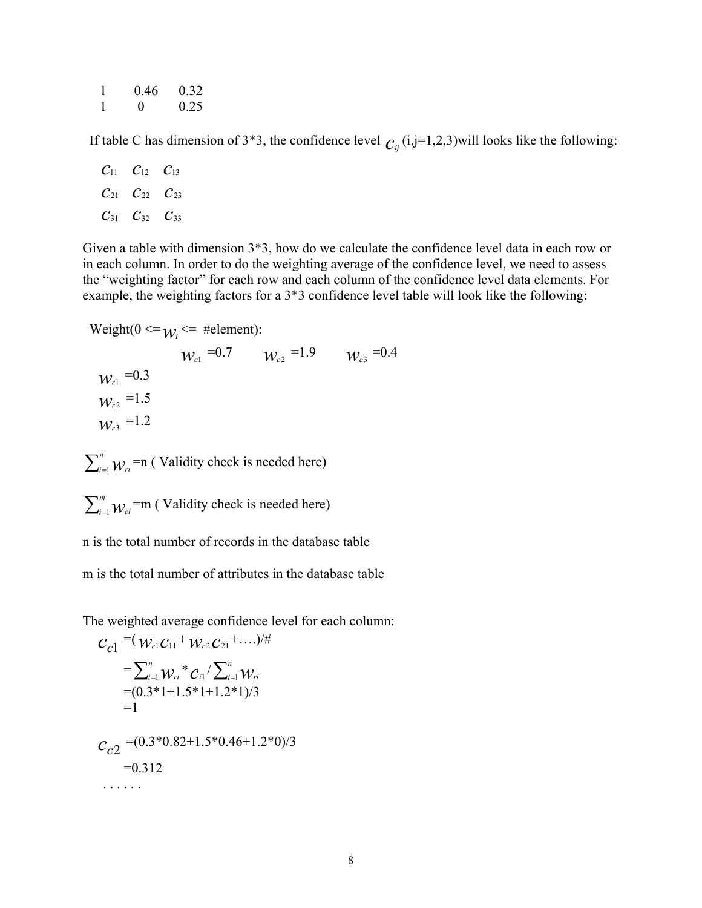| | | |
|---|---|---|
| 1 | 0.46 | 0.32 |
| 1 | 0 | 0.25 |

If table C has dimension of 3*3, the confidence level $c_{ij}$ (i,j=1,2,3)will looks like the following:

$$
\begin{matrix}
c_{11} & c_{12} & c_{13} \\
c_{21} & c_{22} & c_{23} \\
c_{31} & c_{32} & c_{33}
\end{matrix}
$$

Given a table with dimension 3*3, how do we calculate the confidence level data in each row or in each column. In order to do the weighting average of the confidence level, we need to assess the "weighting factor" for each row and each column of the confidence level data elements. For example, the weighting factors for a 3*3 confidence level table will look like the following:

Weight($0 <= w_i <=$ #element):

| | $w_{c1}=0.7$ | $w_{c2}=1.9$ | $w_{c3}=0.4$ |
|---|---|---|---|
| $w_{r1}=0.3$ | | | |
| $w_{r2}=1.5$ | | | |
| $w_{r3}=1.2$ | | | |

$\sum_{i=1}^{n} w_{ri}=n$ ( Validity check is needed here)

$\sum_{i=1}^{m} w_{ci}=m$ ( Validity check is needed here)

n is the total number of records in the database table

m is the total number of attributes in the database table

The weighted average confidence level for each column:

$$
\begin{aligned}
c_{c1} &= (w_{r1}c_{11} + w_{r2}c_{21} + \ldots)/\# \\
&= \sum_{i=1}^{n} w_{ri} * c_{i1} / \sum_{i=1}^{n} w_{ri} \\
&= (0.3*1+1.5*1+1.2*1)/3 \\
&= 1
\end{aligned}
$$

$$
\begin{aligned}
c_{c2} &= (0.3*0.82+1.5*0.46+1.2*0)/3 \\
&= 0.312
\end{aligned}
$$

. . . . . .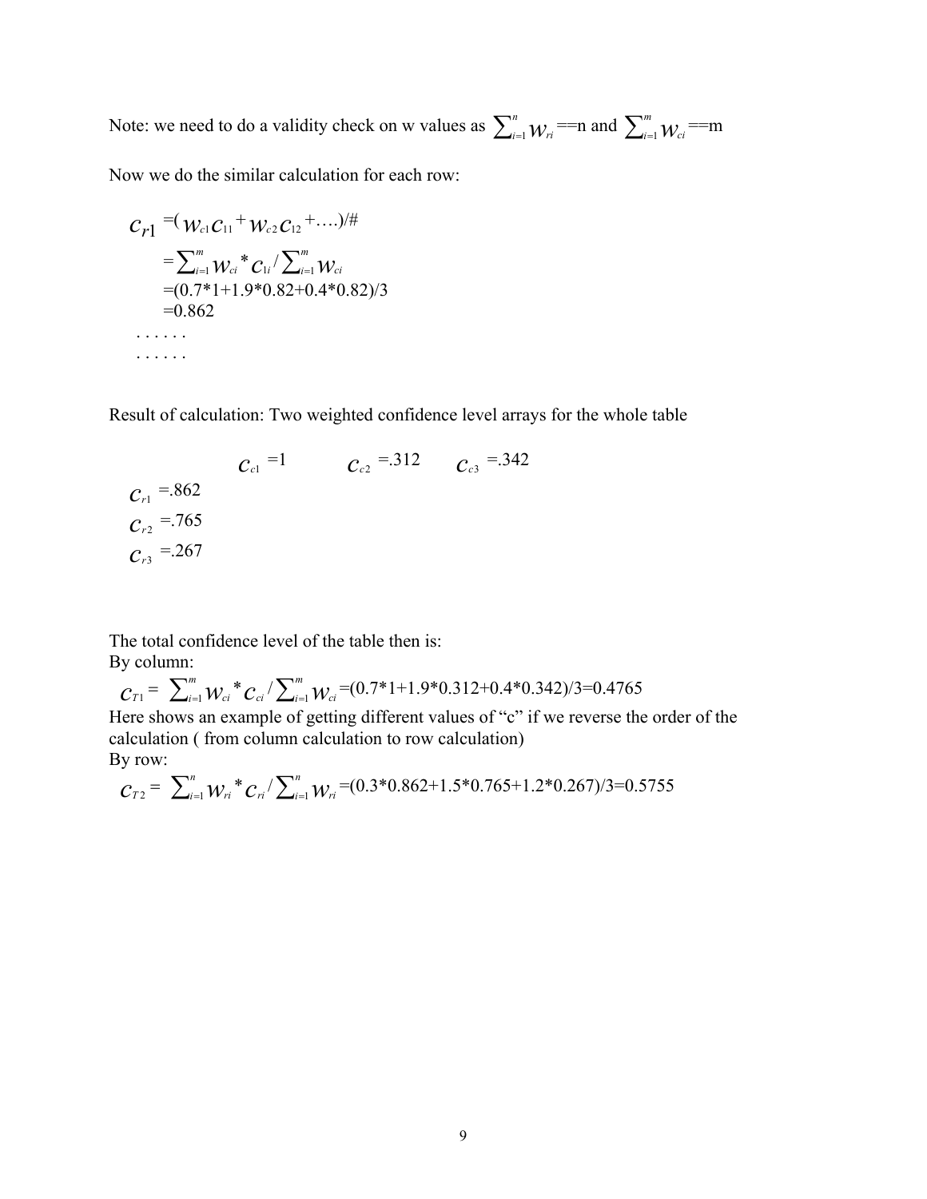Note: we need to do a validity check on w values as $\sum_{i=1}^{n} w_{ri}$ ==n and $\sum_{i=1}^{m} w_{ci}$ ==m

Now we do the similar calculation for each row:

$$c_{r1} = (w_{c1}c_{11} + w_{c2}c_{12} + \ldots)/\#$$

$$= \sum_{i=1}^{m} w_{ci} * c_{1i} / \sum_{i=1}^{m} w_{ci}$$

$$=(0.7*1+1.9*0.82+0.4*0.82)/3$$

$$=0.862$$

. . . . . .

. . . . . .

Result of calculation: Two weighted confidence level arrays for the whole table

| | $c_{c1}$ =1 | $c_{c2}$ =.312 | $c_{c3}$ =.342 |
|---|---|---|---|
| $c_{r1}$ =.862 | | | |
| $c_{r2}$ =.765 | | | |
| $c_{r3}$ =.267 | | | |

The total confidence level of the table then is:
By column:

$c_{T1} = \sum_{i=1}^{m} w_{ci} * c_{ci} / \sum_{i=1}^{m} w_{ci}$ =(0.7*1+1.9*0.312+0.4*0.342)/3=0.4765

Here shows an example of getting different values of "c" if we reverse the order of the calculation ( from column calculation to row calculation)

By row:

$c_{T2} = \sum_{i=1}^{n} w_{ri} * c_{ri} / \sum_{i=1}^{n} w_{ri}$ =(0.3*0.862+1.5*0.765+1.2*0.267)/3=0.5755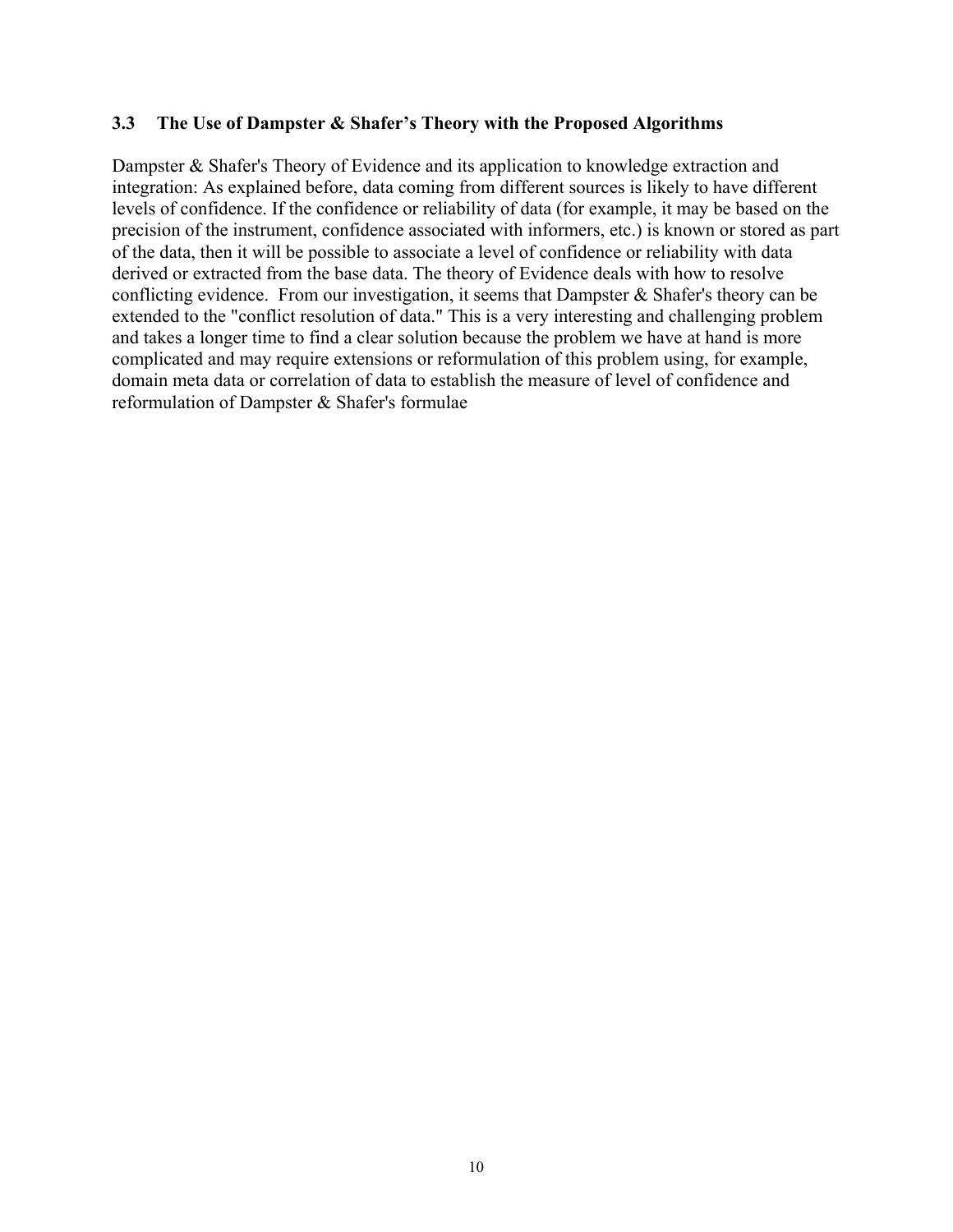### 3.3 The Use of Dampster & Shafer's Theory with the Proposed Algorithms

Dampster & Shafer's Theory of Evidence and its application to knowledge extraction and integration: As explained before, data coming from different sources is likely to have different levels of confidence. If the confidence or reliability of data (for example, it may be based on the precision of the instrument, confidence associated with informers, etc.) is known or stored as part of the data, then it will be possible to associate a level of confidence or reliability with data derived or extracted from the base data. The theory of Evidence deals with how to resolve conflicting evidence. From our investigation, it seems that Dampster & Shafer's theory can be extended to the "conflict resolution of data." This is a very interesting and challenging problem and takes a longer time to find a clear solution because the problem we have at hand is more complicated and may require extensions or reformulation of this problem using, for example, domain meta data or correlation of data to establish the measure of level of confidence and reformulation of Dampster & Shafer's formulae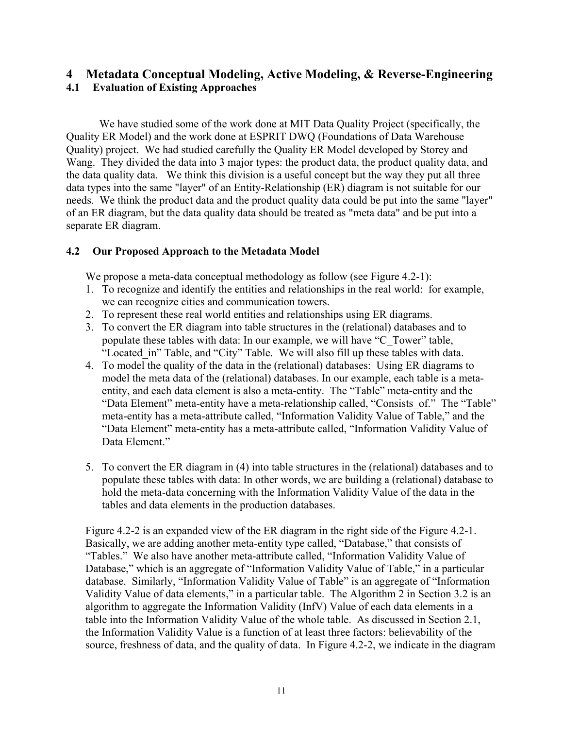# 4 Metadata Conceptual Modeling, Active Modeling, & Reverse-Engineering

## 4.1 Evaluation of Existing Approaches

We have studied some of the work done at MIT Data Quality Project (specifically, the Quality ER Model) and the work done at ESPRIT DWQ (Foundations of Data Warehouse Quality) project. We had studied carefully the Quality ER Model developed by Storey and Wang. They divided the data into 3 major types: the product data, the product quality data, and the data quality data. We think this division is a useful concept but the way they put all three data types into the same "layer" of an Entity-Relationship (ER) diagram is not suitable for our needs. We think the product data and the product quality data could be put into the same "layer" of an ER diagram, but the data quality data should be treated as "meta data" and be put into a separate ER diagram.

## 4.2 Our Proposed Approach to the Metadata Model

We propose a meta-data conceptual methodology as follow (see Figure 4.2-1):

1. To recognize and identify the entities and relationships in the real world: for example, we can recognize cities and communication towers.
2. To represent these real world entities and relationships using ER diagrams.
3. To convert the ER diagram into table structures in the (relational) databases and to populate these tables with data: In our example, we will have "C_Tower" table, "Located_in" Table, and "City" Table. We will also fill up these tables with data.
4. To model the quality of the data in the (relational) databases: Using ER diagrams to model the meta data of the (relational) databases. In our example, each table is a meta-entity, and each data element is also a meta-entity. The "Table" meta-entity and the "Data Element" meta-entity have a meta-relationship called, "Consists_of." The "Table" meta-entity has a meta-attribute called, "Information Validity Value of Table," and the "Data Element" meta-entity has a meta-attribute called, "Information Validity Value of Data Element."

5. To convert the ER diagram in (4) into table structures in the (relational) databases and to populate these tables with data: In other words, we are building a (relational) database to hold the meta-data concerning with the Information Validity Value of the data in the tables and data elements in the production databases.

Figure 4.2-2 is an expanded view of the ER diagram in the right side of the Figure 4.2-1. Basically, we are adding another meta-entity type called, "Database," that consists of "Tables." We also have another meta-attribute called, "Information Validity Value of Database," which is an aggregate of "Information Validity Value of Table," in a particular database. Similarly, "Information Validity Value of Table" is an aggregate of "Information Validity Value of data elements," in a particular table. The Algorithm 2 in Section 3.2 is an algorithm to aggregate the Information Validity (InfV) Value of each data elements in a table into the Information Validity Value of the whole table. As discussed in Section 2.1, the Information Validity Value is a function of at least three factors: believability of the source, freshness of data, and the quality of data. In Figure 4.2-2, we indicate in the diagram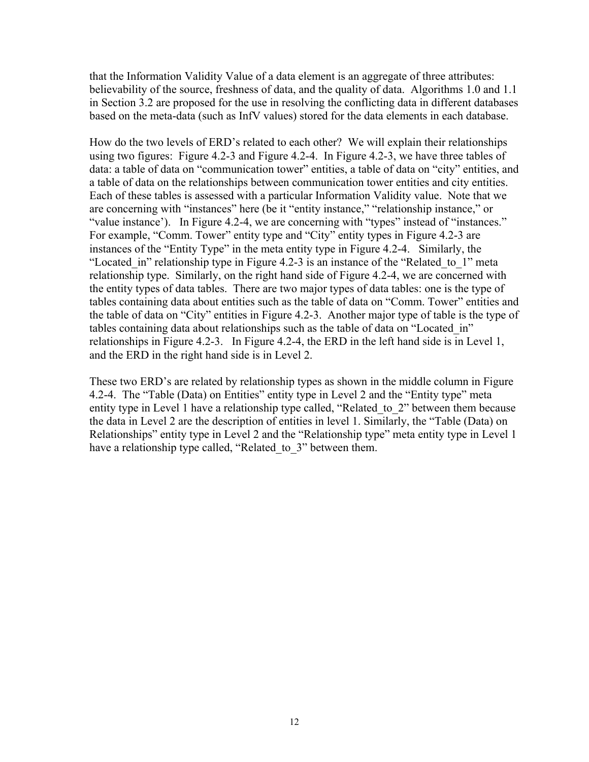that the Information Validity Value of a data element is an aggregate of three attributes: believability of the source, freshness of data, and the quality of data. Algorithms 1.0 and 1.1 in Section 3.2 are proposed for the use in resolving the conflicting data in different databases based on the meta-data (such as InfV values) stored for the data elements in each database.

How do the two levels of ERD's related to each other? We will explain their relationships using two figures: Figure 4.2-3 and Figure 4.2-4. In Figure 4.2-3, we have three tables of data: a table of data on "communication tower" entities, a table of data on "city" entities, and a table of data on the relationships between communication tower entities and city entities. Each of these tables is assessed with a particular Information Validity value. Note that we are concerning with "instances" here (be it "entity instance," "relationship instance," or "value instance'). In Figure 4.2-4, we are concerning with "types" instead of "instances." For example, "Comm. Tower" entity type and "City" entity types in Figure 4.2-3 are instances of the "Entity Type" in the meta entity type in Figure 4.2-4. Similarly, the "Located_in" relationship type in Figure 4.2-3 is an instance of the "Related_to_1" meta relationship type. Similarly, on the right hand side of Figure 4.2-4, we are concerned with the entity types of data tables. There are two major types of data tables: one is the type of tables containing data about entities such as the table of data on "Comm. Tower" entities and the table of data on "City" entities in Figure 4.2-3. Another major type of table is the type of tables containing data about relationships such as the table of data on "Located_in" relationships in Figure 4.2-3. In Figure 4.2-4, the ERD in the left hand side is in Level 1, and the ERD in the right hand side is in Level 2.

These two ERD's are related by relationship types as shown in the middle column in Figure 4.2-4. The "Table (Data) on Entities" entity type in Level 2 and the "Entity type" meta entity type in Level 1 have a relationship type called, "Related_to_2" between them because the data in Level 2 are the description of entities in level 1. Similarly, the "Table (Data) on Relationships" entity type in Level 2 and the "Relationship type" meta entity type in Level 1 have a relationship type called, "Related_to_3" between them.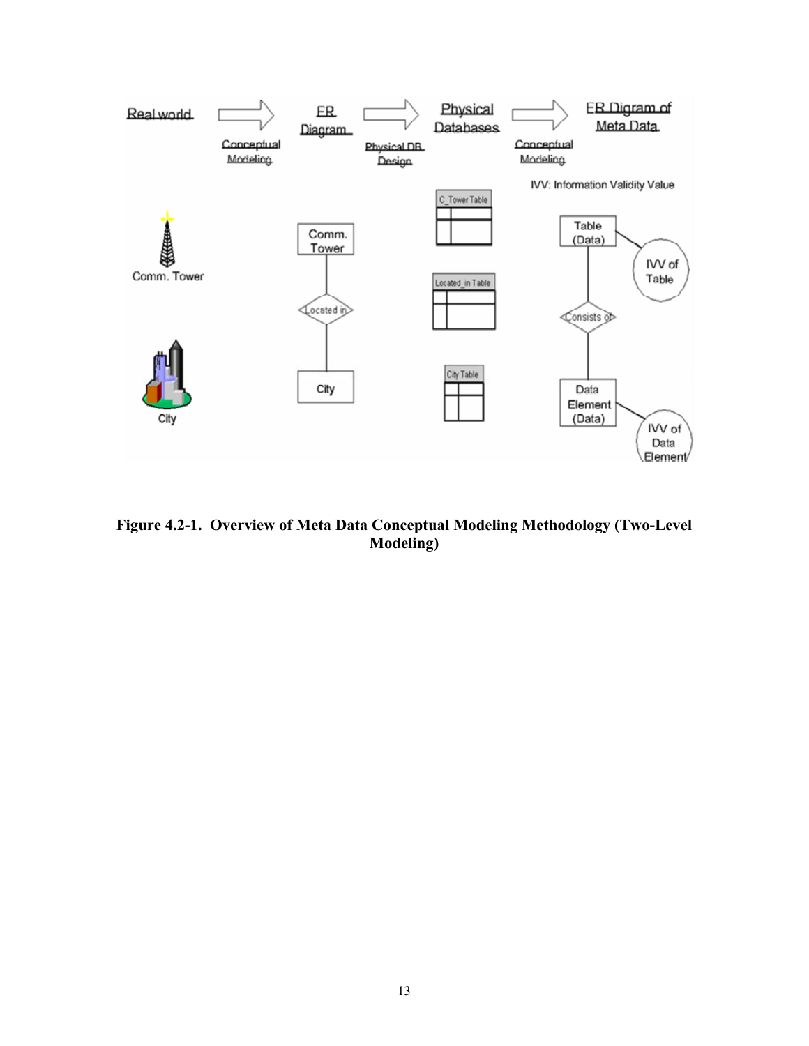**Figure 4.2-1. Overview of Meta Data Conceptual Modeling Methodology (Two-Level Modeling)**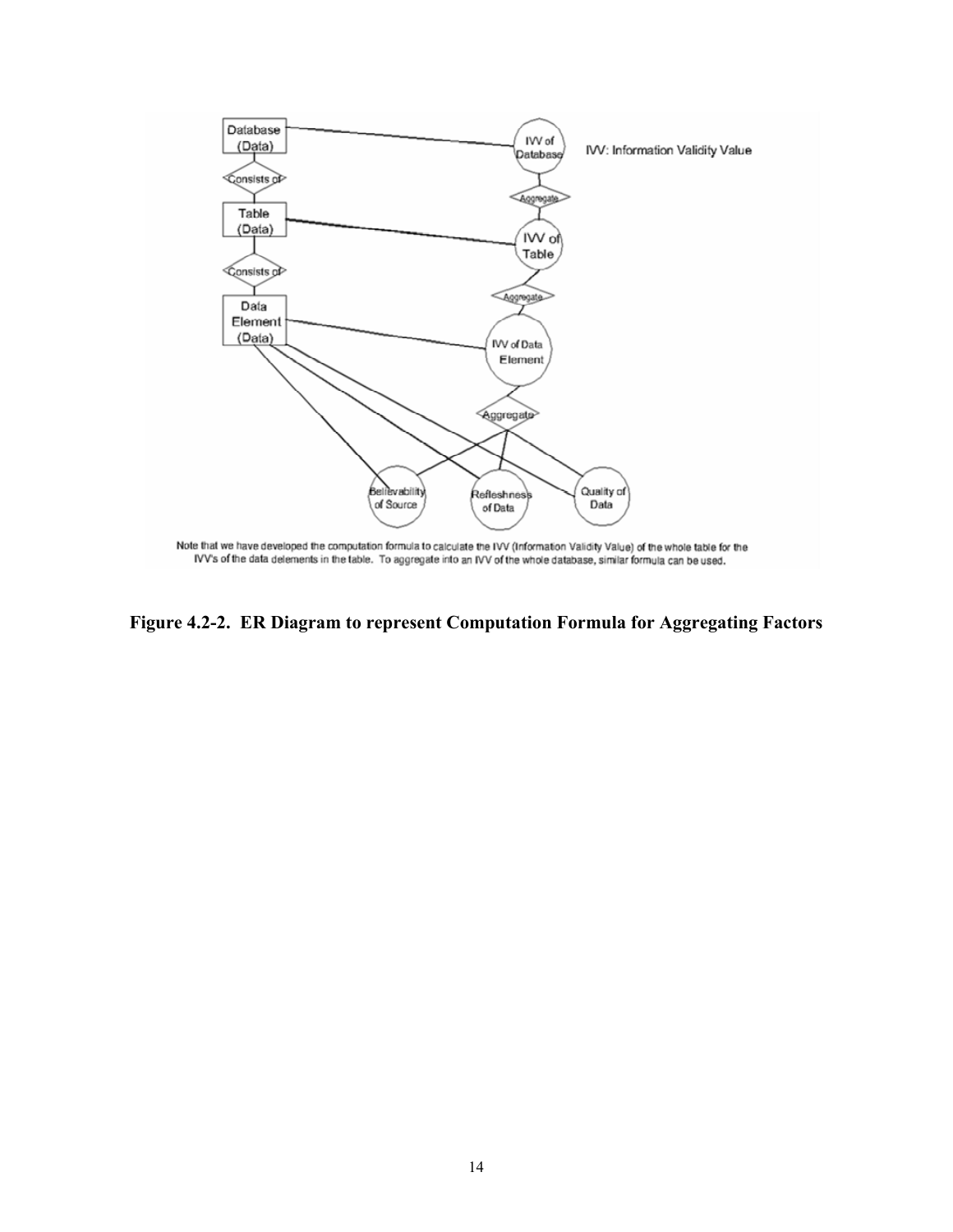Note that we have developed the computation formula to calculate the IVV (Information Validity Value) of the whole table for the IVV's of the data delements in the table. To aggregate into an IVV of the whole database, similar formula can be used.

**Figure 4.2-2. ER Diagram to represent Computation Formula for Aggregating Factors**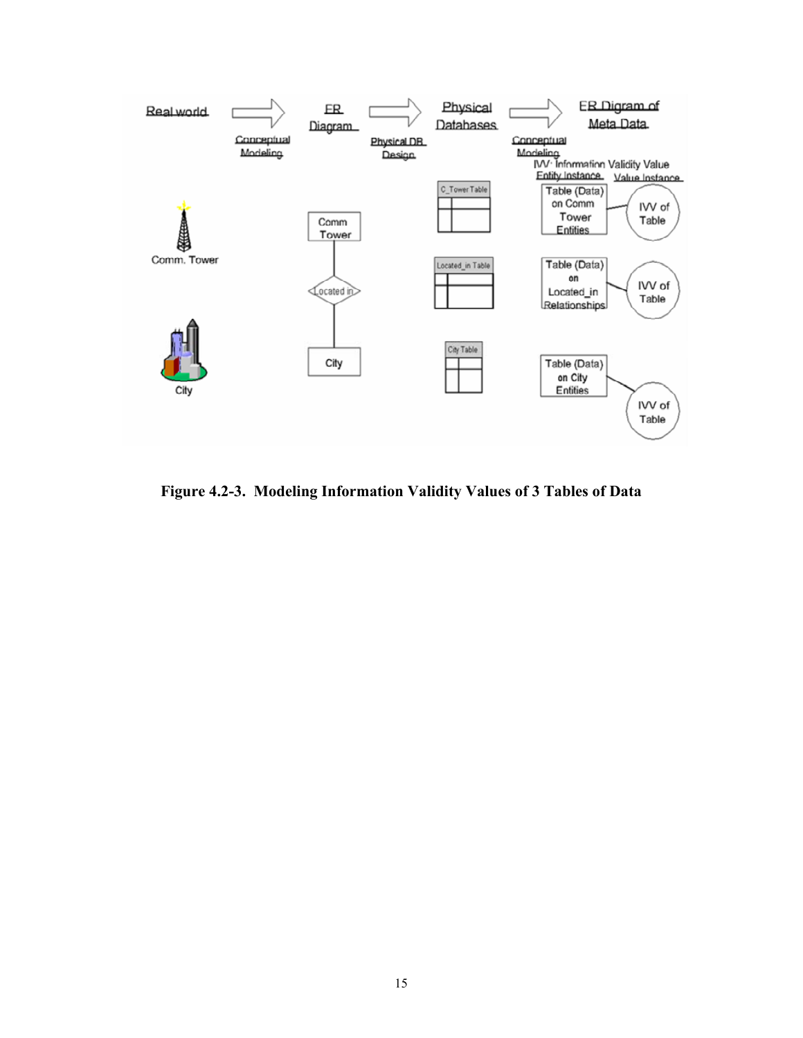**Figure 4.2-3. Modeling Information Validity Values of 3 Tables of Data**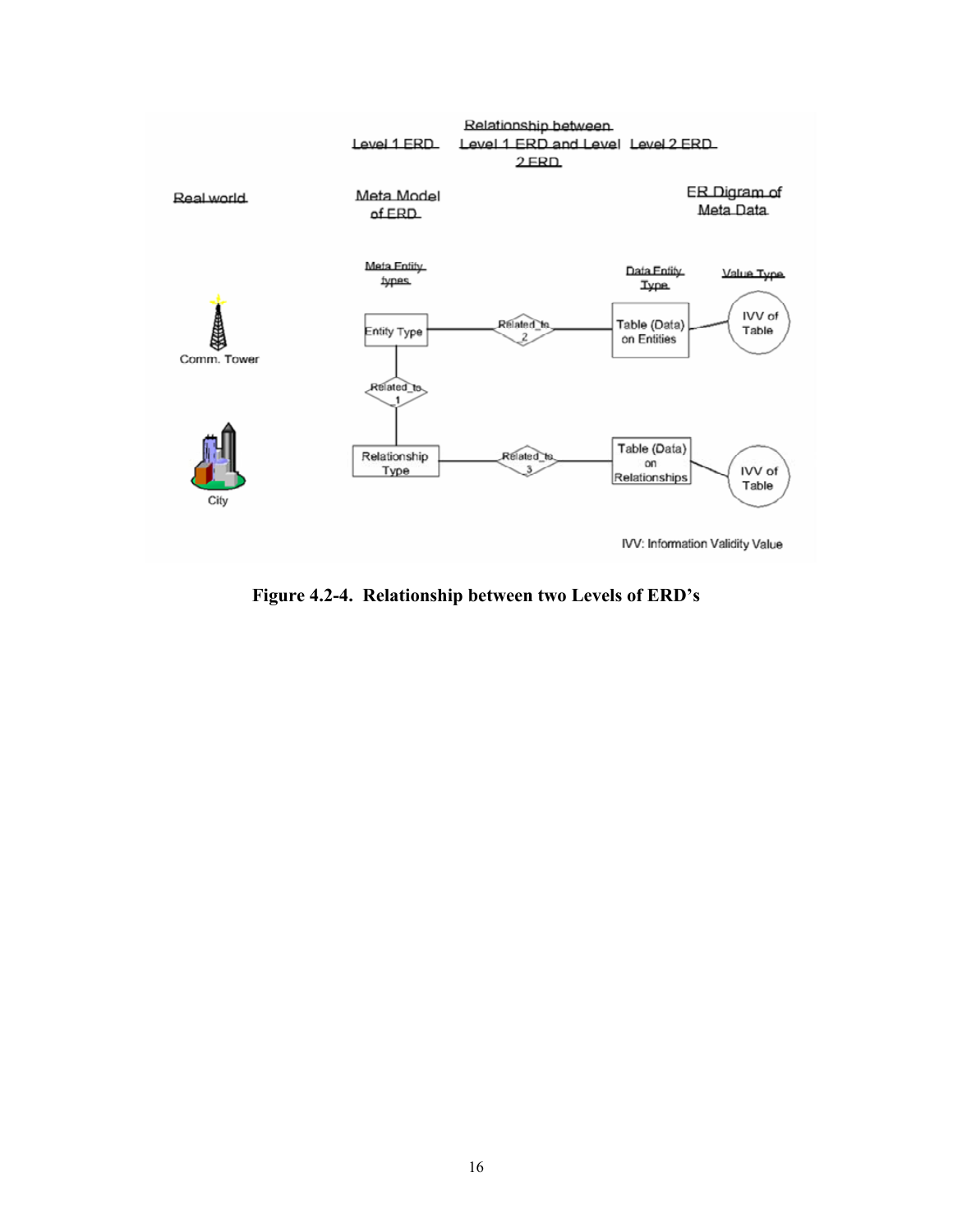Figure 4.2-4. Relationship between two Levels of ERD's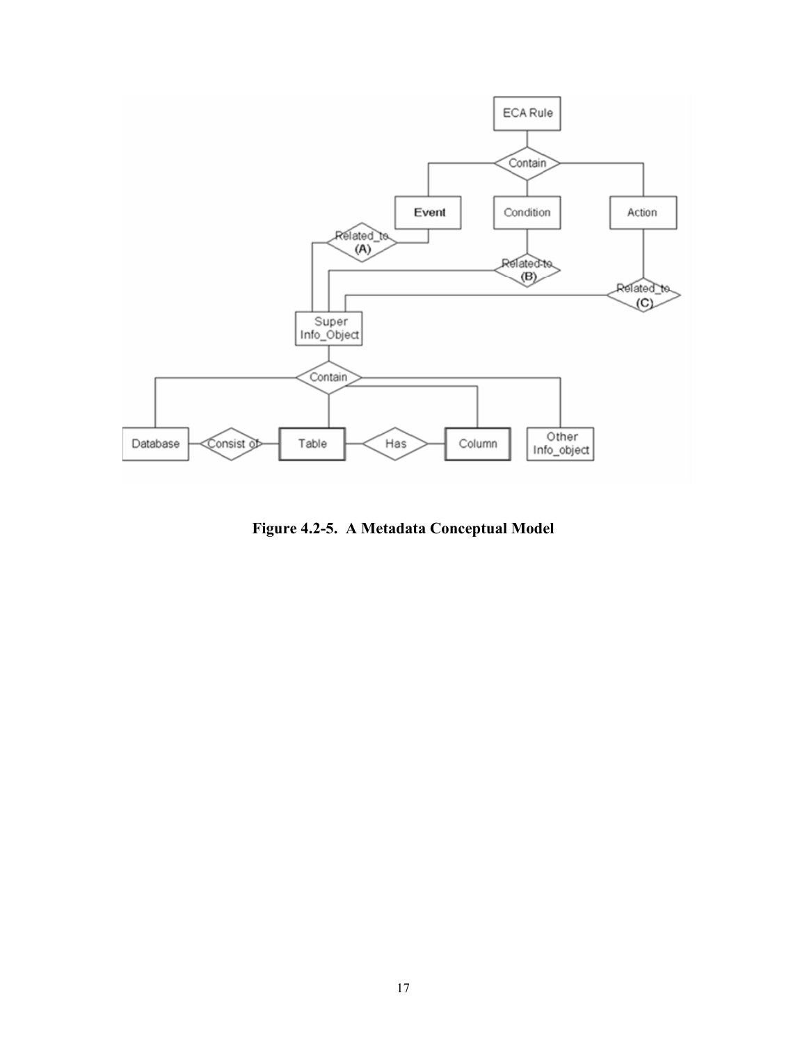**Figure 4.2-5. A Metadata Conceptual Model**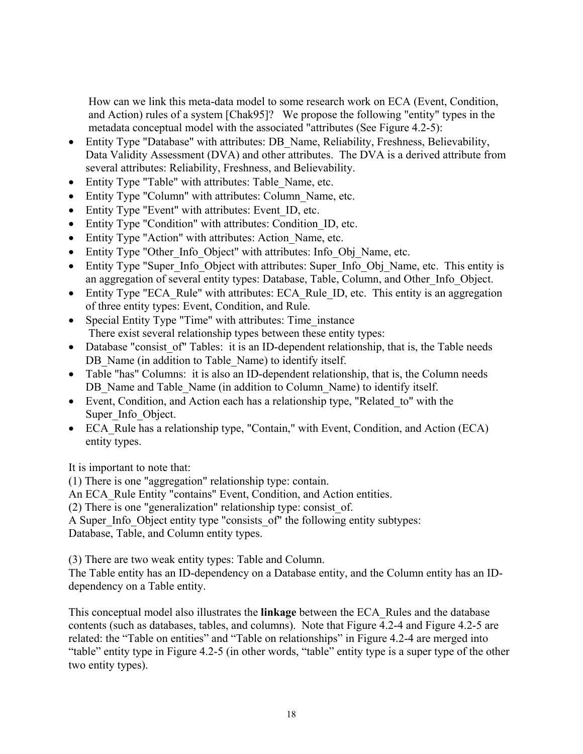How can we link this meta-data model to some research work on ECA (Event, Condition, and Action) rules of a system [Chak95]? We propose the following "entity" types in the metadata conceptual model with the associated "attributes (See Figure 4.2-5):

- Entity Type "Database" with attributes: DB_Name, Reliability, Freshness, Believability, Data Validity Assessment (DVA) and other attributes. The DVA is a derived attribute from several attributes: Reliability, Freshness, and Believability.
- Entity Type "Table" with attributes: Table_Name, etc.
- Entity Type "Column" with attributes: Column_Name, etc.
- Entity Type "Event" with attributes: Event_ID, etc.
- Entity Type "Condition" with attributes: Condition_ID, etc.
- Entity Type "Action" with attributes: Action_Name, etc.
- Entity Type "Other_Info_Object" with attributes: Info_Obj_Name, etc.
- Entity Type "Super_Info_Object with attributes: Super_Info_Obj_Name, etc. This entity is an aggregation of several entity types: Database, Table, Column, and Other_Info_Object.
- Entity Type "ECA_Rule" with attributes: ECA_Rule_ID, etc. This entity is an aggregation of three entity types: Event, Condition, and Rule.
- Special Entity Type "Time" with attributes: Time_instance
  There exist several relationship types between these entity types:
- Database "consist_of" Tables: it is an ID-dependent relationship, that is, the Table needs DB_Name (in addition to Table_Name) to identify itself.
- Table "has" Columns: it is also an ID-dependent relationship, that is, the Column needs DB_Name and Table_Name (in addition to Column_Name) to identify itself.
- Event, Condition, and Action each has a relationship type, "Related_to" with the Super_Info_Object.
- ECA_Rule has a relationship type, "Contain," with Event, Condition, and Action (ECA) entity types.

It is important to note that:

(1) There is one "aggregation" relationship type: contain.
An ECA_Rule Entity "contains" Event, Condition, and Action entities.

(2) There is one "generalization" relationship type: consist_of.
A Super_Info_Object entity type "consists_of" the following entity subtypes: Database, Table, and Column entity types.

(3) There are two weak entity types: Table and Column.
The Table entity has an ID-dependency on a Database entity, and the Column entity has an ID-dependency on a Table entity.

This conceptual model also illustrates the **linkage** between the ECA_Rules and the database contents (such as databases, tables, and columns). Note that Figure 4.2-4 and Figure 4.2-5 are related: the "Table on entities" and "Table on relationships" in Figure 4.2-4 are merged into "table" entity type in Figure 4.2-5 (in other words, "table" entity type is a super type of the other two entity types).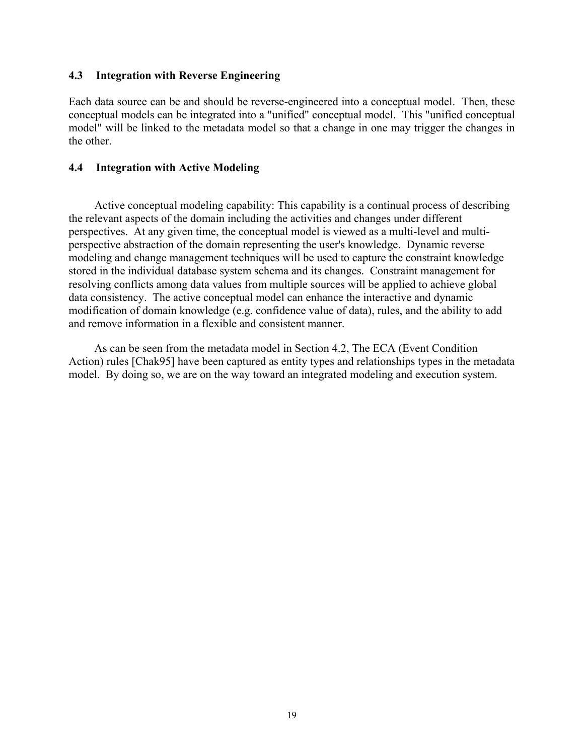## 4.3 Integration with Reverse Engineering

Each data source can be and should be reverse-engineered into a conceptual model. Then, these conceptual models can be integrated into a "unified" conceptual model. This "unified conceptual model" will be linked to the metadata model so that a change in one may trigger the changes in the other.

## 4.4 Integration with Active Modeling

Active conceptual modeling capability: This capability is a continual process of describing the relevant aspects of the domain including the activities and changes under different perspectives. At any given time, the conceptual model is viewed as a multi-level and multi-perspective abstraction of the domain representing the user's knowledge. Dynamic reverse modeling and change management techniques will be used to capture the constraint knowledge stored in the individual database system schema and its changes. Constraint management for resolving conflicts among data values from multiple sources will be applied to achieve global data consistency. The active conceptual model can enhance the interactive and dynamic modification of domain knowledge (e.g. confidence value of data), rules, and the ability to add and remove information in a flexible and consistent manner.

As can be seen from the metadata model in Section 4.2, The ECA (Event Condition Action) rules [Chak95] have been captured as entity types and relationships types in the metadata model. By doing so, we are on the way toward an integrated modeling and execution system.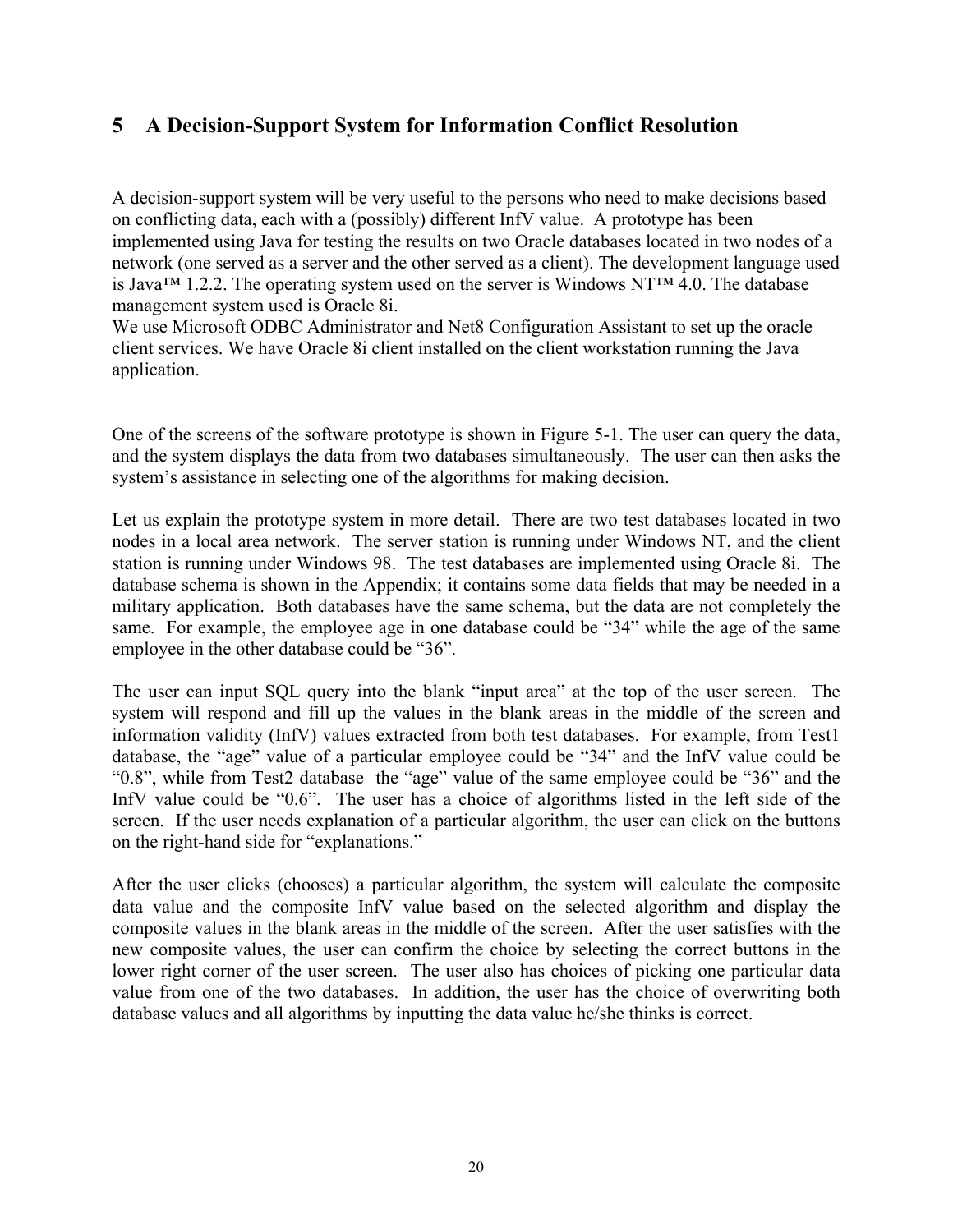# 5 A Decision-Support System for Information Conflict Resolution

A decision-support system will be very useful to the persons who need to make decisions based on conflicting data, each with a (possibly) different InfV value. A prototype has been implemented using Java for testing the results on two Oracle databases located in two nodes of a network (one served as a server and the other served as a client). The development language used is Java™ 1.2.2. The operating system used on the server is Windows NT™ 4.0. The database management system used is Oracle 8i.
We use Microsoft ODBC Administrator and Net8 Configuration Assistant to set up the oracle client services. We have Oracle 8i client installed on the client workstation running the Java application.

One of the screens of the software prototype is shown in Figure 5-1. The user can query the data, and the system displays the data from two databases simultaneously. The user can then asks the system's assistance in selecting one of the algorithms for making decision.

Let us explain the prototype system in more detail. There are two test databases located in two nodes in a local area network. The server station is running under Windows NT, and the client station is running under Windows 98. The test databases are implemented using Oracle 8i. The database schema is shown in the Appendix; it contains some data fields that may be needed in a military application. Both databases have the same schema, but the data are not completely the same. For example, the employee age in one database could be "34" while the age of the same employee in the other database could be "36".

The user can input SQL query into the blank "input area" at the top of the user screen. The system will respond and fill up the values in the blank areas in the middle of the screen and information validity (InfV) values extracted from both test databases. For example, from Test1 database, the "age" value of a particular employee could be "34" and the InfV value could be "0.8", while from Test2 database the "age" value of the same employee could be "36" and the InfV value could be "0.6". The user has a choice of algorithms listed in the left side of the screen. If the user needs explanation of a particular algorithm, the user can click on the buttons on the right-hand side for "explanations."

After the user clicks (chooses) a particular algorithm, the system will calculate the composite data value and the composite InfV value based on the selected algorithm and display the composite values in the blank areas in the middle of the screen. After the user satisfies with the new composite values, the user can confirm the choice by selecting the correct buttons in the lower right corner of the user screen. The user also has choices of picking one particular data value from one of the two databases. In addition, the user has the choice of overwriting both database values and all algorithms by inputting the data value he/she thinks is correct.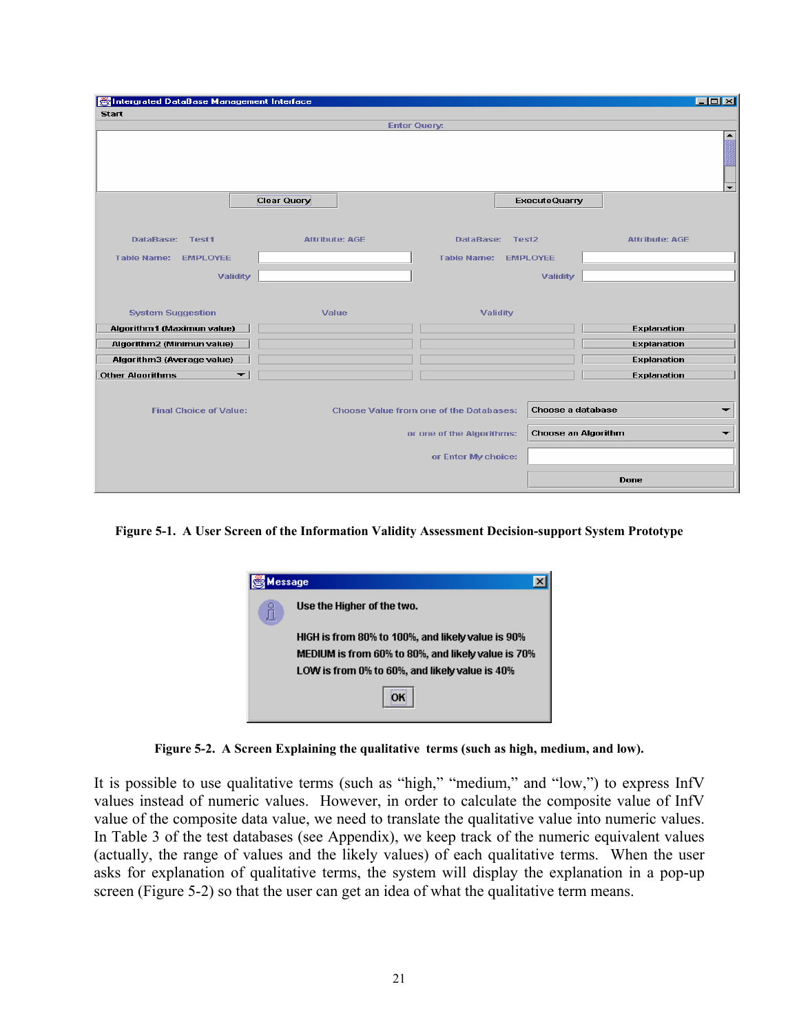Figure 5-1. A User Screen of the Information Validity Assessment Decision-support System Prototype

Figure 5-2. A Screen Explaining the qualitative terms (such as high, medium, and low).

It is possible to use qualitative terms (such as "high," "medium," and "low,") to express InfV values instead of numeric values. However, in order to calculate the composite value of InfV value of the composite data value, we need to translate the qualitative value into numeric values. In Table 3 of the test databases (see Appendix), we keep track of the numeric equivalent values (actually, the range of values and the likely values) of each qualitative terms. When the user asks for explanation of qualitative terms, the system will display the explanation in a pop-up screen (Figure 5-2) so that the user can get an idea of what the qualitative term means.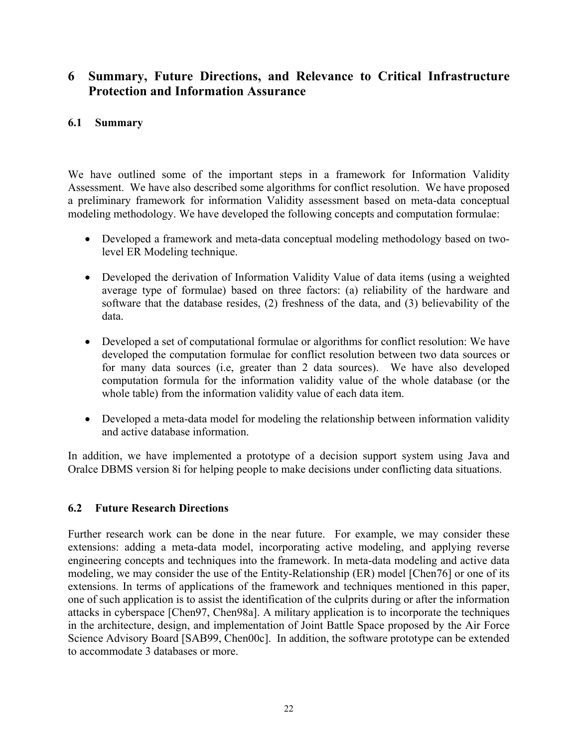# 6 Summary, Future Directions, and Relevance to Critical Infrastructure Protection and Information Assurance

## 6.1 Summary

We have outlined some of the important steps in a framework for Information Validity Assessment. We have also described some algorithms for conflict resolution. We have proposed a preliminary framework for information Validity assessment based on meta-data conceptual modeling methodology. We have developed the following concepts and computation formulae:

- Developed a framework and meta-data conceptual modeling methodology based on two-level ER Modeling technique.
- Developed the derivation of Information Validity Value of data items (using a weighted average type of formulae) based on three factors: (a) reliability of the hardware and software that the database resides, (2) freshness of the data, and (3) believability of the data.
- Developed a set of computational formulae or algorithms for conflict resolution: We have developed the computation formulae for conflict resolution between two data sources or for many data sources (i.e, greater than 2 data sources). We have also developed computation formula for the information validity value of the whole database (or the whole table) from the information validity value of each data item.
- Developed a meta-data model for modeling the relationship between information validity and active database information.

In addition, we have implemented a prototype of a decision support system using Java and Oralce DBMS version 8i for helping people to make decisions under conflicting data situations.

## 6.2 Future Research Directions

Further research work can be done in the near future. For example, we may consider these extensions: adding a meta-data model, incorporating active modeling, and applying reverse engineering concepts and techniques into the framework. In meta-data modeling and active data modeling, we may consider the use of the Entity-Relationship (ER) model [Chen76] or one of its extensions. In terms of applications of the framework and techniques mentioned in this paper, one of such application is to assist the identification of the culprits during or after the information attacks in cyberspace [Chen97, Chen98a]. A military application is to incorporate the techniques in the architecture, design, and implementation of Joint Battle Space proposed by the Air Force Science Advisory Board [SAB99, Chen00c]. In addition, the software prototype can be extended to accommodate 3 databases or more.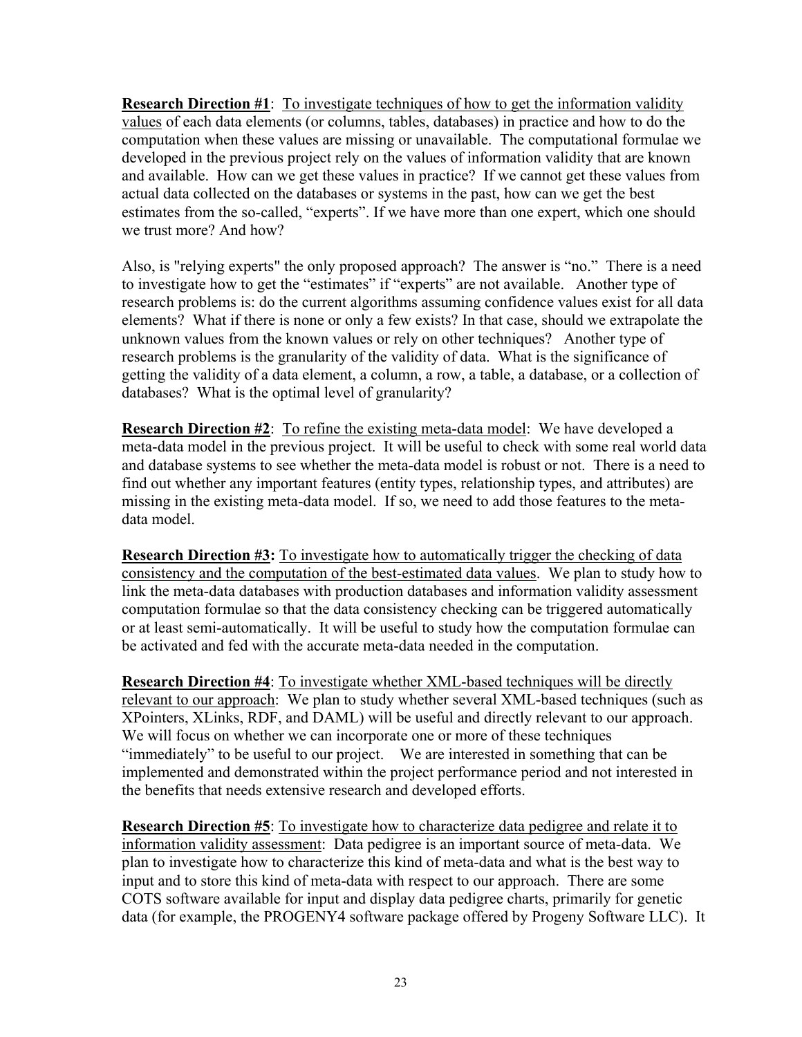**Research Direction #1**: <u>To investigate techniques of how to get the information validity values</u> of each data elements (or columns, tables, databases) in practice and how to do the computation when these values are missing or unavailable. The computational formulae we developed in the previous project rely on the values of information validity that are known and available. How can we get these values in practice? If we cannot get these values from actual data collected on the databases or systems in the past, how can we get the best estimates from the so-called, "experts". If we have more than one expert, which one should we trust more? And how?

Also, is "relying experts" the only proposed approach? The answer is "no." There is a need to investigate how to get the "estimates" if "experts" are not available. Another type of research problems is: do the current algorithms assuming confidence values exist for all data elements? What if there is none or only a few exists? In that case, should we extrapolate the unknown values from the known values or rely on other techniques? Another type of research problems is the granularity of the validity of data. What is the significance of getting the validity of a data element, a column, a row, a table, a database, or a collection of databases? What is the optimal level of granularity?

**Research Direction #2**: <u>To refine the existing meta-data model</u>: We have developed a meta-data model in the previous project. It will be useful to check with some real world data and database systems to see whether the meta-data model is robust or not. There is a need to find out whether any important features (entity types, relationship types, and attributes) are missing in the existing meta-data model. If so, we need to add those features to the meta-data model.

**Research Direction #3:** <u>To investigate how to automatically trigger the checking of data consistency and the computation of the best-estimated data values</u>. We plan to study how to link the meta-data databases with production databases and information validity assessment computation formulae so that the data consistency checking can be triggered automatically or at least semi-automatically. It will be useful to study how the computation formulae can be activated and fed with the accurate meta-data needed in the computation.

**Research Direction #4**: <u>To investigate whether XML-based techniques will be directly relevant to our approach</u>: We plan to study whether several XML-based techniques (such as XPointers, XLinks, RDF, and DAML) will be useful and directly relevant to our approach. We will focus on whether we can incorporate one or more of these techniques "immediately" to be useful to our project. We are interested in something that can be implemented and demonstrated within the project performance period and not interested in the benefits that needs extensive research and developed efforts.

**Research Direction #5**: <u>To investigate how to characterize data pedigree and relate it to information validity assessment</u>: Data pedigree is an important source of meta-data. We plan to investigate how to characterize this kind of meta-data and what is the best way to input and to store this kind of meta-data with respect to our approach. There are some COTS software available for input and display data pedigree charts, primarily for genetic data (for example, the PROGENY4 software package offered by Progeny Software LLC). It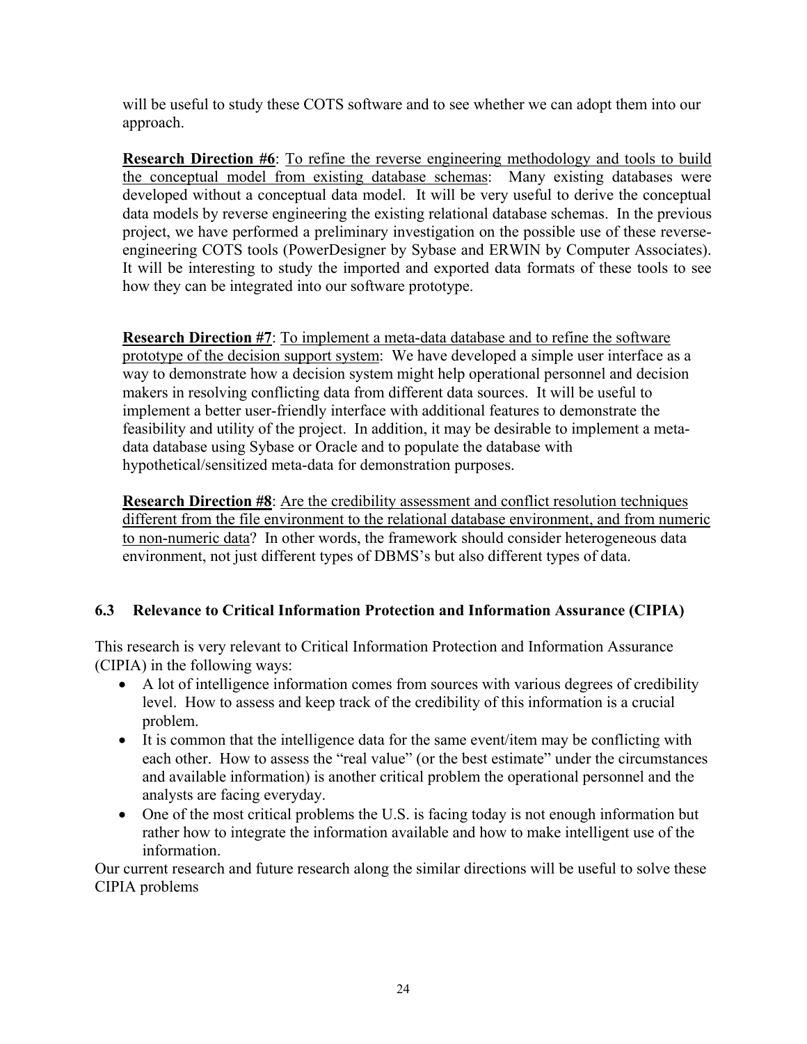will be useful to study these COTS software and to see whether we can adopt them into our approach.

**Research Direction #6**: <u>To refine the reverse engineering methodology and tools to build the conceptual model from existing database schemas</u>: Many existing databases were developed without a conceptual data model. It will be very useful to derive the conceptual data models by reverse engineering the existing relational database schemas. In the previous project, we have performed a preliminary investigation on the possible use of these reverse-engineering COTS tools (PowerDesigner by Sybase and ERWIN by Computer Associates). It will be interesting to study the imported and exported data formats of these tools to see how they can be integrated into our software prototype.

**Research Direction #7**: <u>To implement a meta-data database and to refine the software prototype of the decision support system</u>: We have developed a simple user interface as a way to demonstrate how a decision system might help operational personnel and decision makers in resolving conflicting data from different data sources. It will be useful to implement a better user-friendly interface with additional features to demonstrate the feasibility and utility of the project. In addition, it may be desirable to implement a meta-data database using Sybase or Oracle and to populate the database with hypothetical/sensitized meta-data for demonstration purposes.

**Research Direction #8**: <u>Are the credibility assessment and conflict resolution techniques different from the file environment to the relational database environment, and from numeric to non-numeric data</u>? In other words, the framework should consider heterogeneous data environment, not just different types of DBMS's but also different types of data.

### 6.3 Relevance to Critical Information Protection and Information Assurance (CIPIA)

This research is very relevant to Critical Information Protection and Information Assurance (CIPIA) in the following ways:

- A lot of intelligence information comes from sources with various degrees of credibility level. How to assess and keep track of the credibility of this information is a crucial problem.
- It is common that the intelligence data for the same event/item may be conflicting with each other. How to assess the "real value" (or the best estimate" under the circumstances and available information) is another critical problem the operational personnel and the analysts are facing everyday.
- One of the most critical problems the U.S. is facing today is not enough information but rather how to integrate the information available and how to make intelligent use of the information.

Our current research and future research along the similar directions will be useful to solve these CIPIA problems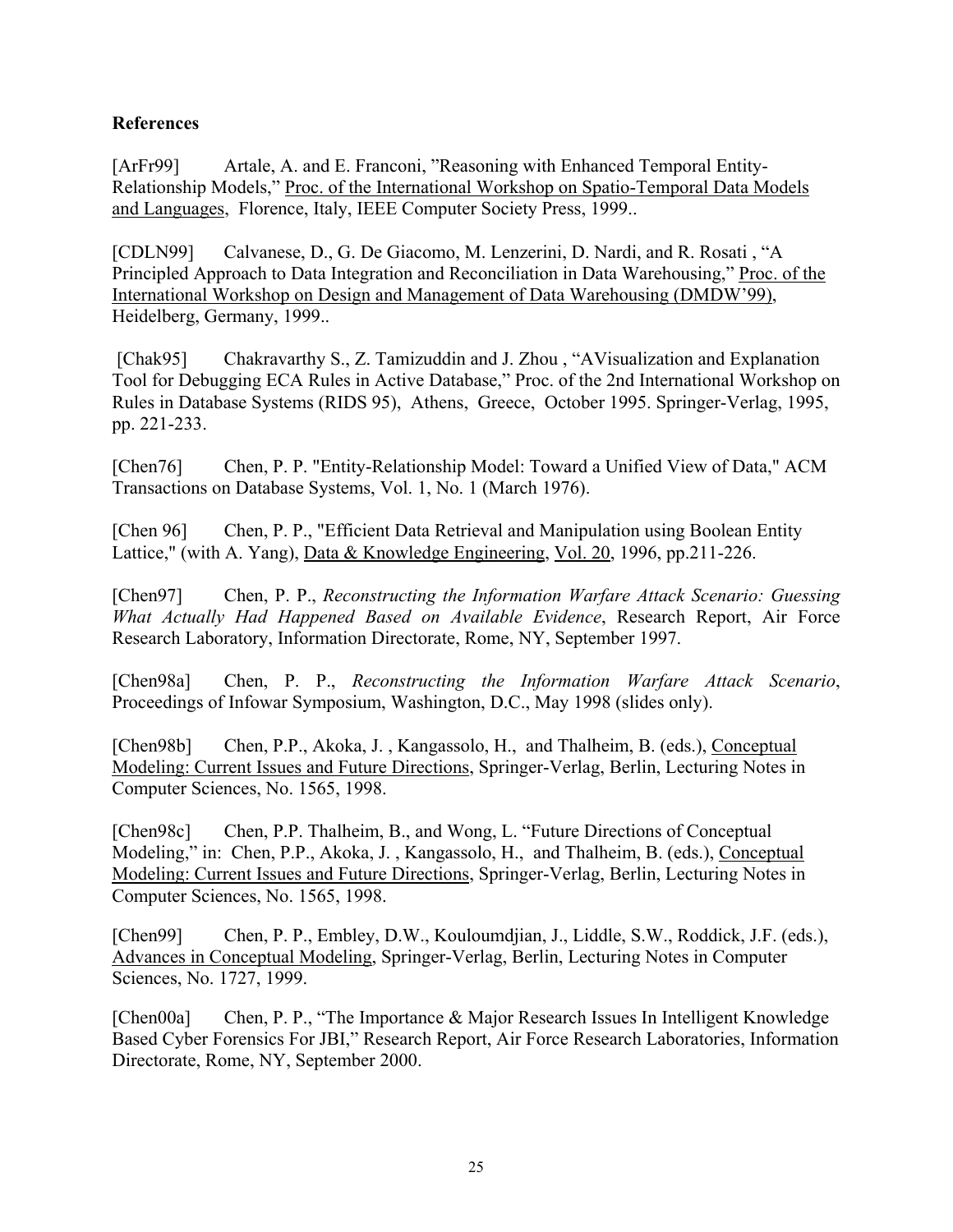**References**

[ArFr99] Artale, A. and E. Franconi, "Reasoning with Enhanced Temporal Entity-Relationship Models," Proc. of the International Workshop on Spatio-Temporal Data Models and Languages, Florence, Italy, IEEE Computer Society Press, 1999..

[CDLN99] Calvanese, D., G. De Giacomo, M. Lenzerini, D. Nardi, and R. Rosati , "A Principled Approach to Data Integration and Reconciliation in Data Warehousing," Proc. of the International Workshop on Design and Management of Data Warehousing (DMDW'99), Heidelberg, Germany, 1999..

[Chak95] Chakravarthy S., Z. Tamizuddin and J. Zhou , "AVisualization and Explanation Tool for Debugging ECA Rules in Active Database," Proc. of the 2nd International Workshop on Rules in Database Systems (RIDS 95), Athens, Greece, October 1995. Springer-Verlag, 1995, pp. 221-233.

[Chen76] Chen, P. P. "Entity-Relationship Model: Toward a Unified View of Data," ACM Transactions on Database Systems, Vol. 1, No. 1 (March 1976).

[Chen 96] Chen, P. P., "Efficient Data Retrieval and Manipulation using Boolean Entity Lattice," (with A. Yang), Data & Knowledge Engineering, Vol. 20, 1996, pp.211-226.

[Chen97] Chen, P. P., *Reconstructing the Information Warfare Attack Scenario: Guessing What Actually Had Happened Based on Available Evidence*, Research Report, Air Force Research Laboratory, Information Directorate, Rome, NY, September 1997.

[Chen98a] Chen, P. P., *Reconstructing the Information Warfare Attack Scenario*, Proceedings of Infowar Symposium, Washington, D.C., May 1998 (slides only).

[Chen98b] Chen, P.P., Akoka, J. , Kangassolo, H., and Thalheim, B. (eds.), Conceptual Modeling: Current Issues and Future Directions, Springer-Verlag, Berlin, Lecturing Notes in Computer Sciences, No. 1565, 1998.

[Chen98c] Chen, P.P. Thalheim, B., and Wong, L. "Future Directions of Conceptual Modeling," in: Chen, P.P., Akoka, J. , Kangassolo, H., and Thalheim, B. (eds.), Conceptual Modeling: Current Issues and Future Directions, Springer-Verlag, Berlin, Lecturing Notes in Computer Sciences, No. 1565, 1998.

[Chen99] Chen, P. P., Embley, D.W., Kouloumdjian, J., Liddle, S.W., Roddick, J.F. (eds.), Advances in Conceptual Modeling, Springer-Verlag, Berlin, Lecturing Notes in Computer Sciences, No. 1727, 1999.

[Chen00a] Chen, P. P., "The Importance & Major Research Issues In Intelligent Knowledge Based Cyber Forensics For JBI," Research Report, Air Force Research Laboratories, Information Directorate, Rome, NY, September 2000.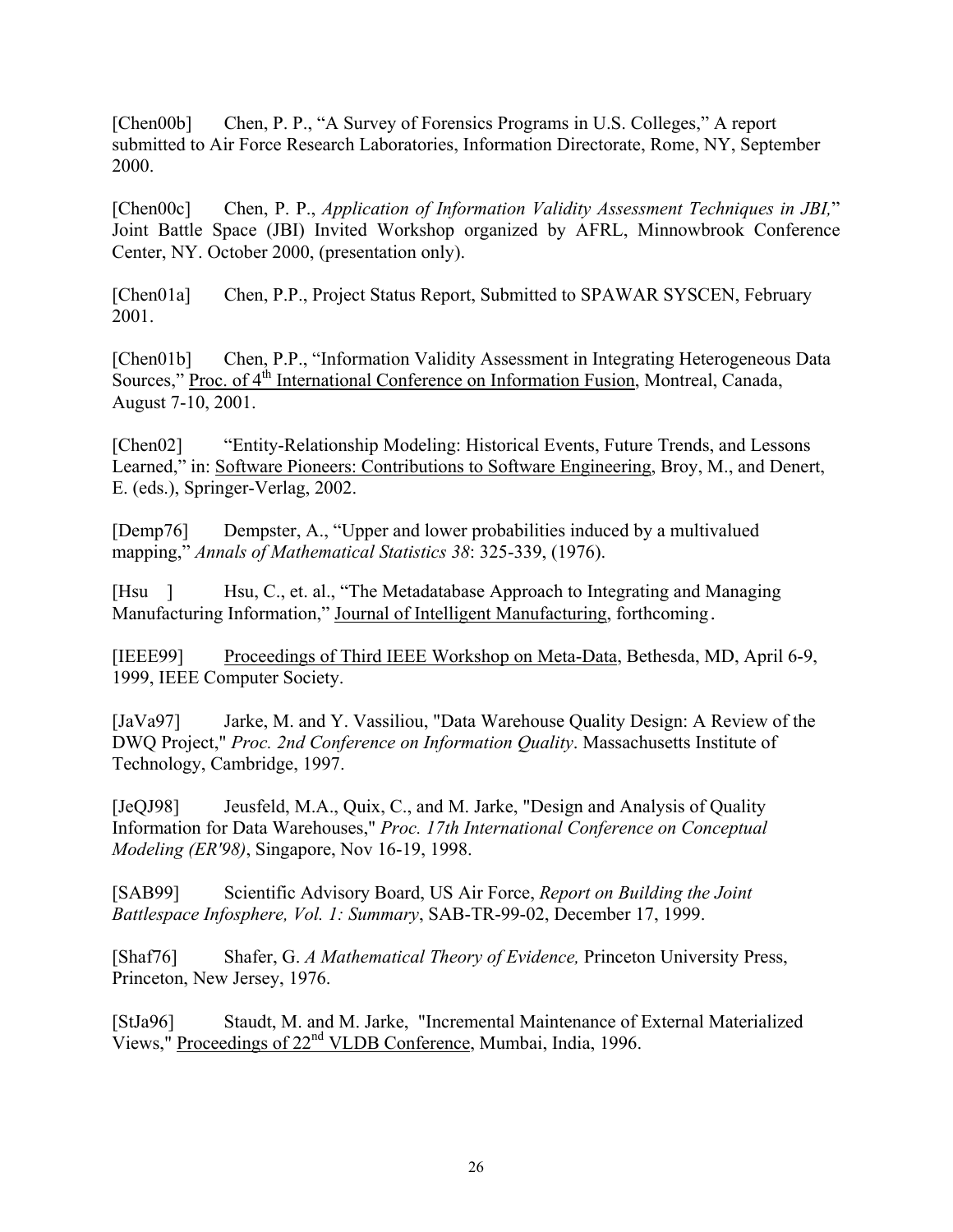[Chen00b] Chen, P. P., "A Survey of Forensics Programs in U.S. Colleges," A report submitted to Air Force Research Laboratories, Information Directorate, Rome, NY, September 2000.

[Chen00c] Chen, P. P., *Application of Information Validity Assessment Techniques in JBI,*" Joint Battle Space (JBI) Invited Workshop organized by AFRL, Minnowbrook Conference Center, NY. October 2000, (presentation only).

[Chen01a] Chen, P.P., Project Status Report, Submitted to SPAWAR SYSCEN, February 2001.

[Chen01b] Chen, P.P., "Information Validity Assessment in Integrating Heterogeneous Data Sources," Proc. of 4th International Conference on Information Fusion, Montreal, Canada, August 7-10, 2001.

[Chen02] "Entity-Relationship Modeling: Historical Events, Future Trends, and Lessons Learned," in: Software Pioneers: Contributions to Software Engineering, Broy, M., and Denert, E. (eds.), Springer-Verlag, 2002.

[Demp76] Dempster, A., "Upper and lower probabilities induced by a multivalued mapping," *Annals of Mathematical Statistics 38*: 325-339, (1976).

[Hsu ] Hsu, C., et. al., "The Metadatabase Approach to Integrating and Managing Manufacturing Information," Journal of Intelligent Manufacturing, forthcoming.

[IEEE99] Proceedings of Third IEEE Workshop on Meta-Data, Bethesda, MD, April 6-9, 1999, IEEE Computer Society.

[JaVa97] Jarke, M. and Y. Vassiliou, "Data Warehouse Quality Design: A Review of the DWQ Project," *Proc. 2nd Conference on Information Quality*. Massachusetts Institute of Technology, Cambridge, 1997.

[JeQJ98] Jeusfeld, M.A., Quix, C., and M. Jarke, "Design and Analysis of Quality Information for Data Warehouses," *Proc. 17th International Conference on Conceptual Modeling (ER'98)*, Singapore, Nov 16-19, 1998.

[SAB99] Scientific Advisory Board, US Air Force, *Report on Building the Joint Battlespace Infosphere, Vol. 1: Summary*, SAB-TR-99-02, December 17, 1999.

[Shaf76] Shafer, G. *A Mathematical Theory of Evidence,* Princeton University Press, Princeton, New Jersey, 1976.

[StJa96] Staudt, M. and M. Jarke, "Incremental Maintenance of External Materialized Views," Proceedings of 22nd VLDB Conference, Mumbai, India, 1996.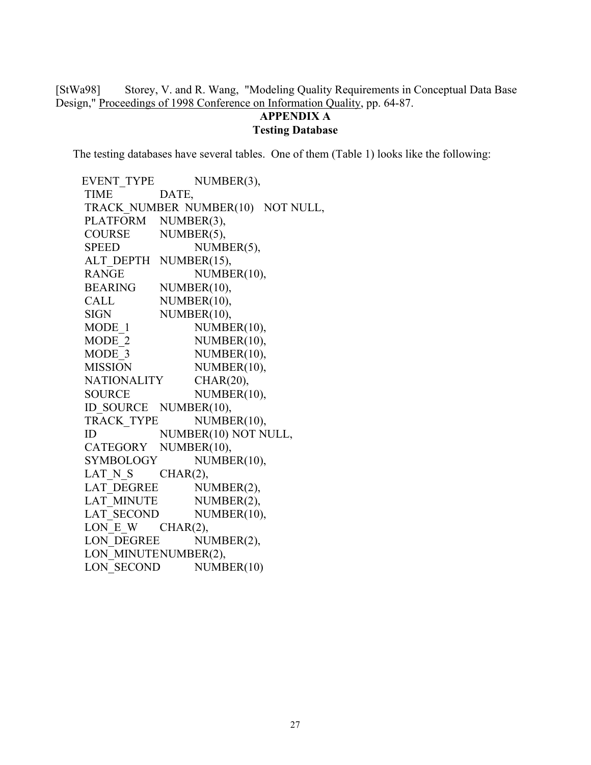[StWa98] Storey, V. and R. Wang, "Modeling Quality Requirements in Conceptual Data Base Design," Proceedings of 1998 Conference on Information Quality, pp. 64-87.

## APPENDIX A
## Testing Database

The testing databases have several tables. One of them (Table 1) looks like the following:

```
EVENT_TYPE      NUMBER(3),
TIME            DATE,
TRACK_NUMBER    NUMBER(10)   NOT NULL,
PLATFORM        NUMBER(3),
COURSE          NUMBER(5),
SPEED           NUMBER(5),
ALT_DEPTH       NUMBER(15),
RANGE           NUMBER(10),
BEARING         NUMBER(10),
CALL            NUMBER(10),
SIGN            NUMBER(10),
MODE_1          NUMBER(10),
MODE_2          NUMBER(10),
MODE_3          NUMBER(10),
MISSION         NUMBER(10),
NATIONALITY     CHAR(20),
SOURCE          NUMBER(10),
ID_SOURCE       NUMBER(10),
TRACK_TYPE      NUMBER(10),
ID              NUMBER(10) NOT NULL,
CATEGORY        NUMBER(10),
SYMBOLOGY       NUMBER(10),
LAT_N_S         CHAR(2),
LAT_DEGREE      NUMBER(2),
LAT_MINUTE      NUMBER(2),
LAT_SECOND      NUMBER(10),
LON_E_W         CHAR(2),
LON_DEGREE      NUMBER(2),
LON_MINUTENUMBER(2),
LON_SECOND      NUMBER(10)
```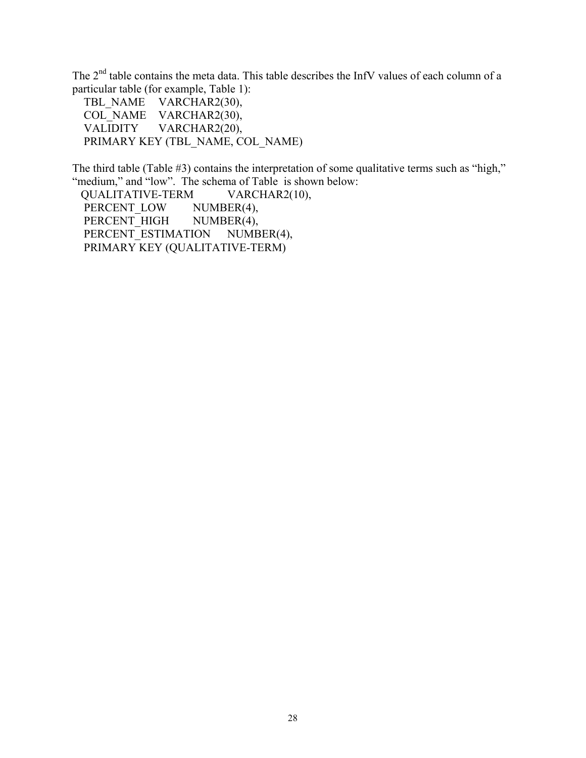The 2nd table contains the meta data. This table describes the InfV values of each column of a particular table (for example, Table 1):

```
TBL_NAME    VARCHAR2(30),
COL_NAME    VARCHAR2(30),
VALIDITY    VARCHAR2(20),
PRIMARY KEY (TBL_NAME, COL_NAME)
```

The third table (Table #3) contains the interpretation of some qualitative terms such as “high,” “medium,” and “low”. The schema of Table is shown below:

```
QUALITATIVE-TERM        VARCHAR2(10),
PERCENT_LOW         NUMBER(4),
PERCENT_HIGH        NUMBER(4),
PERCENT_ESTIMATION      NUMBER(4),
PRIMARY KEY (QUALITATIVE-TERM)
```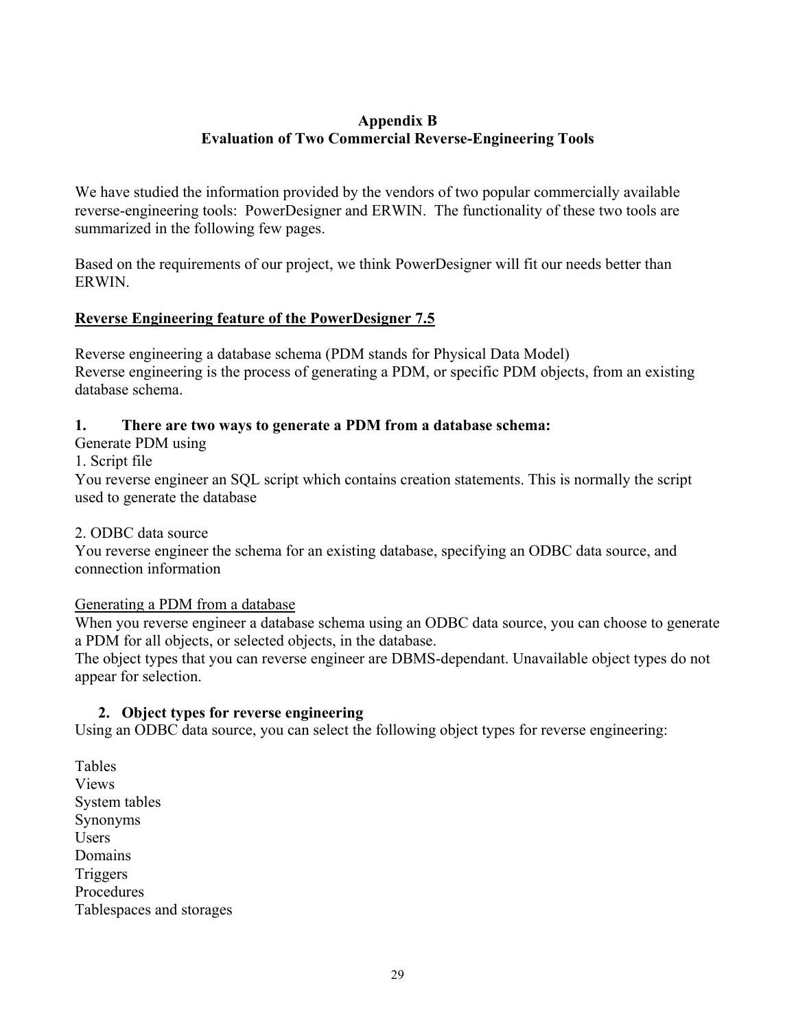**Appendix B**
**Evaluation of Two Commercial Reverse-Engineering Tools**

We have studied the information provided by the vendors of two popular commercially available reverse-engineering tools: PowerDesigner and ERWIN. The functionality of these two tools are summarized in the following few pages.

Based on the requirements of our project, we think PowerDesigner will fit our needs better than ERWIN.

**Reverse Engineering feature of the PowerDesigner 7.5**

Reverse engineering a database schema (PDM stands for Physical Data Model)
Reverse engineering is the process of generating a PDM, or specific PDM objects, from an existing database schema.

**1. There are two ways to generate a PDM from a database schema:**

Generate PDM using
1. Script file
You reverse engineer an SQL script which contains creation statements. This is normally the script used to generate the database

2. ODBC data source
You reverse engineer the schema for an existing database, specifying an ODBC data source, and connection information

Generating a PDM from a database
When you reverse engineer a database schema using an ODBC data source, you can choose to generate a PDM for all objects, or selected objects, in the database.
The object types that you can reverse engineer are DBMS-dependant. Unavailable object types do not appear for selection.

**2. Object types for reverse engineering**

Using an ODBC data source, you can select the following object types for reverse engineering:

Tables
Views
System tables
Synonyms
Users
Domains
Triggers
Procedures
Tablespaces and storages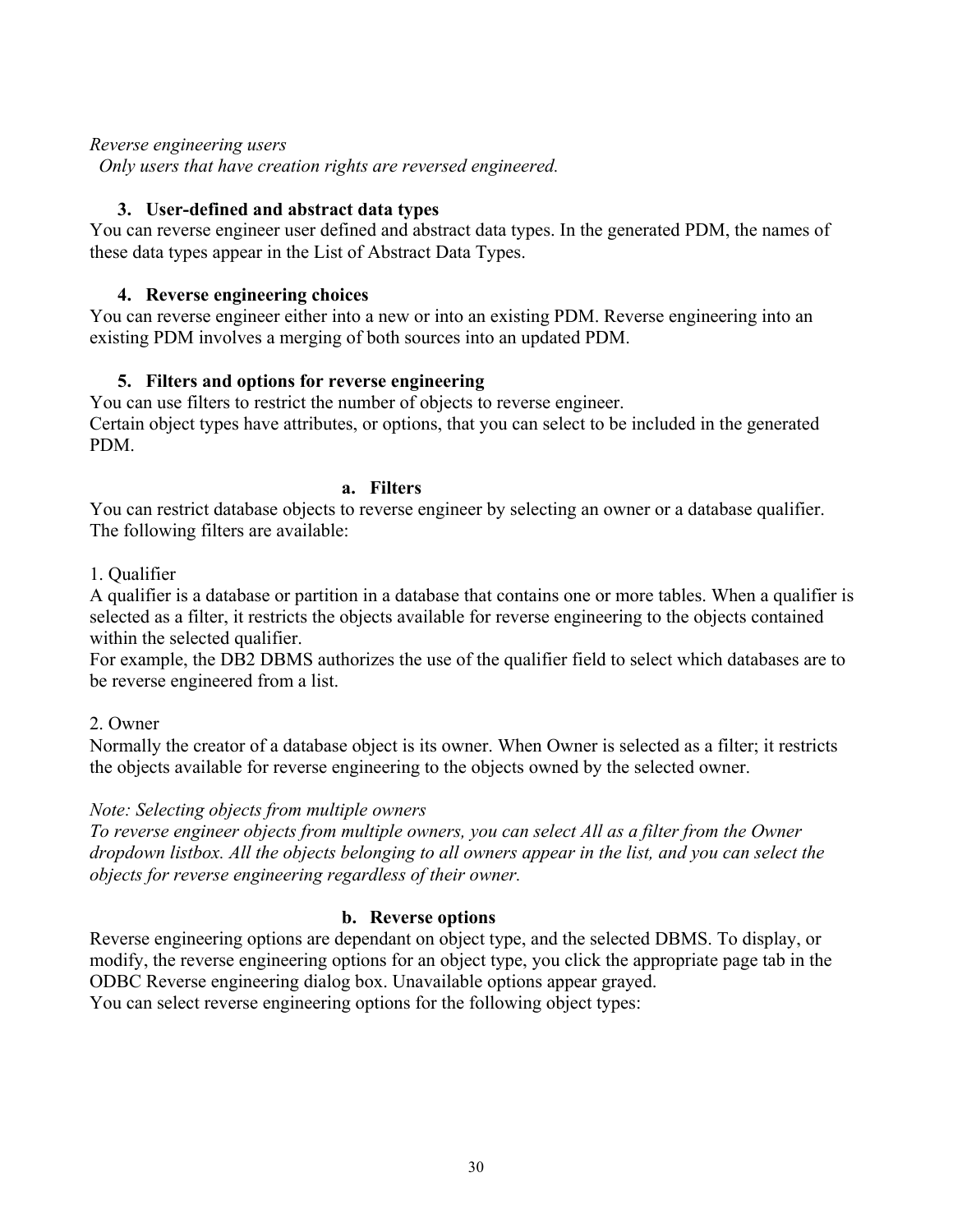*Reverse engineering users*
*Only users that have creation rights are reversed engineered.*

### 3. User-defined and abstract data types

You can reverse engineer user defined and abstract data types. In the generated PDM, the names of these data types appear in the List of Abstract Data Types.

### 4. Reverse engineering choices

You can reverse engineer either into a new or into an existing PDM. Reverse engineering into an existing PDM involves a merging of both sources into an updated PDM.

### 5. Filters and options for reverse engineering

You can use filters to restrict the number of objects to reverse engineer.
Certain object types have attributes, or options, that you can select to be included in the generated PDM.

#### a. Filters

You can restrict database objects to reverse engineer by selecting an owner or a database qualifier. The following filters are available:

1. Qualifier
A qualifier is a database or partition in a database that contains one or more tables. When a qualifier is selected as a filter, it restricts the objects available for reverse engineering to the objects contained within the selected qualifier.
For example, the DB2 DBMS authorizes the use of the qualifier field to select which databases are to be reverse engineered from a list.

2. Owner
Normally the creator of a database object is its owner. When Owner is selected as a filter; it restricts the objects available for reverse engineering to the objects owned by the selected owner.

*Note: Selecting objects from multiple owners*
*To reverse engineer objects from multiple owners, you can select All as a filter from the Owner dropdown listbox. All the objects belonging to all owners appear in the list, and you can select the objects for reverse engineering regardless of their owner.*

#### b. Reverse options

Reverse engineering options are dependant on object type, and the selected DBMS. To display, or modify, the reverse engineering options for an object type, you click the appropriate page tab in the ODBC Reverse engineering dialog box. Unavailable options appear grayed.
You can select reverse engineering options for the following object types: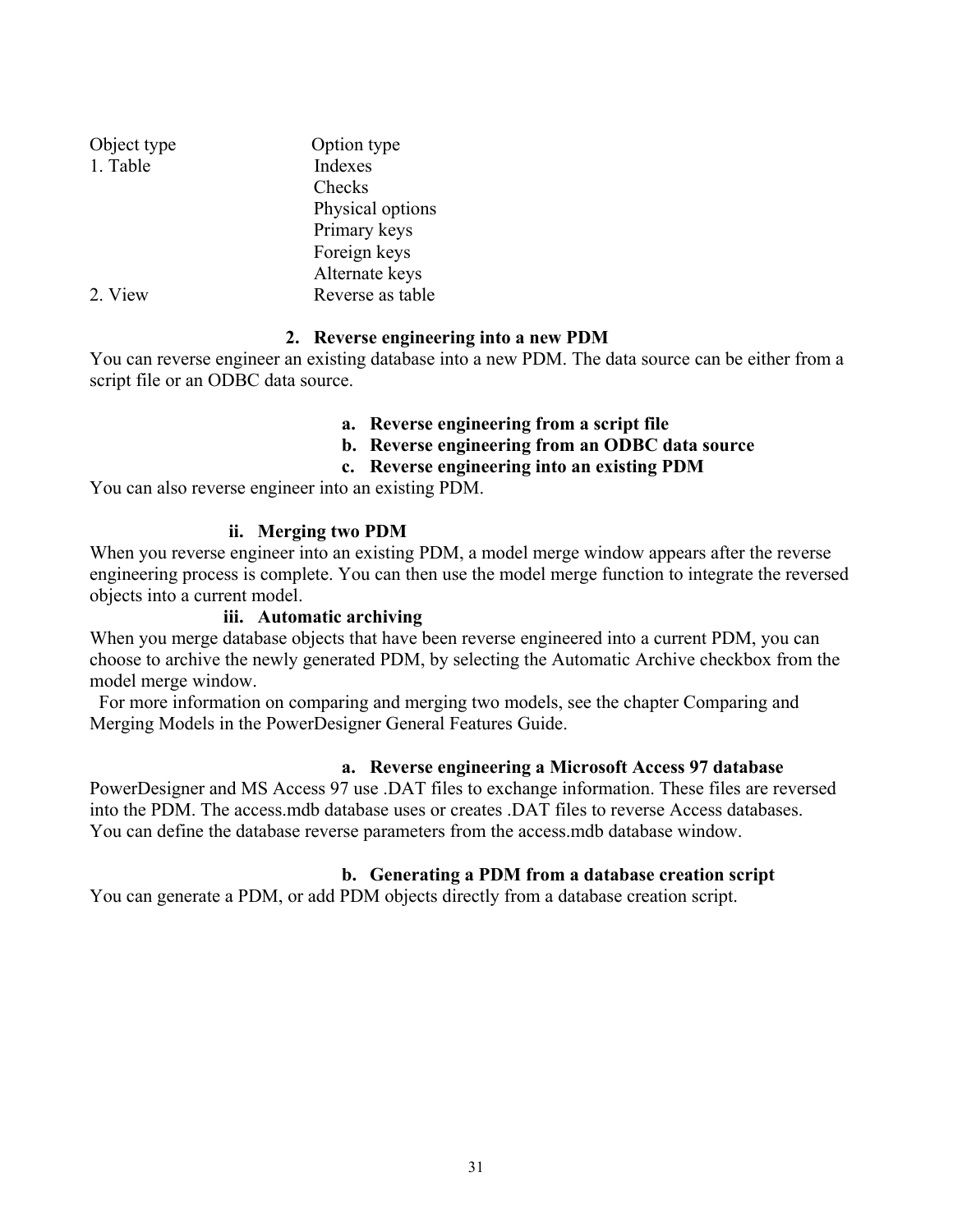| Object type | Option type |
|---|---|
| 1. Table | Indexes |
| | Checks |
| | Physical options |
| | Primary keys |
| | Foreign keys |
| | Alternate keys |
| 2. View | Reverse as table |

### 2. Reverse engineering into a new PDM

You can reverse engineer an existing database into a new PDM. The data source can be either from a script file or an ODBC data source.

#### a. Reverse engineering from a script file

#### b. Reverse engineering from an ODBC data source

#### c. Reverse engineering into an existing PDM

You can also reverse engineer into an existing PDM.

#### ii. Merging two PDM

When you reverse engineer into an existing PDM, a model merge window appears after the reverse engineering process is complete. You can then use the model merge function to integrate the reversed objects into a current model.

#### iii. Automatic archiving

When you merge database objects that have been reverse engineered into a current PDM, you can choose to archive the newly generated PDM, by selecting the Automatic Archive checkbox from the model merge window.

For more information on comparing and merging two models, see the chapter Comparing and Merging Models in the PowerDesigner General Features Guide.

#### a. Reverse engineering a Microsoft Access 97 database

PowerDesigner and MS Access 97 use .DAT files to exchange information. These files are reversed into the PDM. The access.mdb database uses or creates .DAT files to reverse Access databases. You can define the database reverse parameters from the access.mdb database window.

#### b. Generating a PDM from a database creation script

You can generate a PDM, or add PDM objects directly from a database creation script.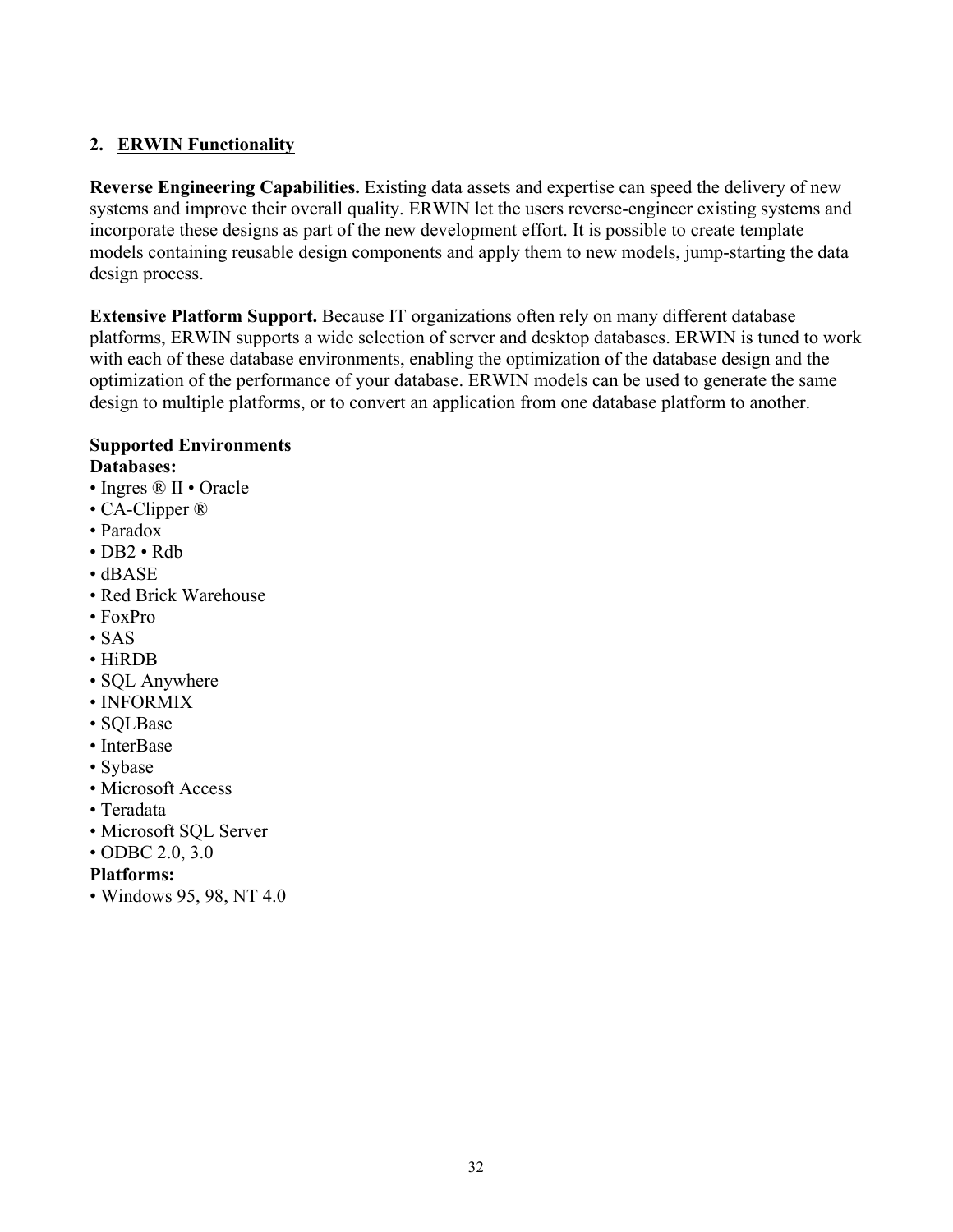## 2. ERWIN Functionality

**Reverse Engineering Capabilities.** Existing data assets and expertise can speed the delivery of new systems and improve their overall quality. ERWIN let the users reverse-engineer existing systems and incorporate these designs as part of the new development effort. It is possible to create template models containing reusable design components and apply them to new models, jump-starting the data design process.

**Extensive Platform Support.** Because IT organizations often rely on many different database platforms, ERWIN supports a wide selection of server and desktop databases. ERWIN is tuned to work with each of these database environments, enabling the optimization of the database design and the optimization of the performance of your database. ERWIN models can be used to generate the same design to multiple platforms, or to convert an application from one database platform to another.

**Supported Environments**
**Databases:**

- Ingres ® II • Oracle
- CA-Clipper ®
- Paradox
- DB2 • Rdb
- dBASE
- Red Brick Warehouse
- FoxPro
- SAS
- HiRDB
- SQL Anywhere
- INFORMIX
- SQLBase
- InterBase
- Sybase
- Microsoft Access
- Teradata
- Microsoft SQL Server
- ODBC 2.0, 3.0

**Platforms:**

- Windows 95, 98, NT 4.0